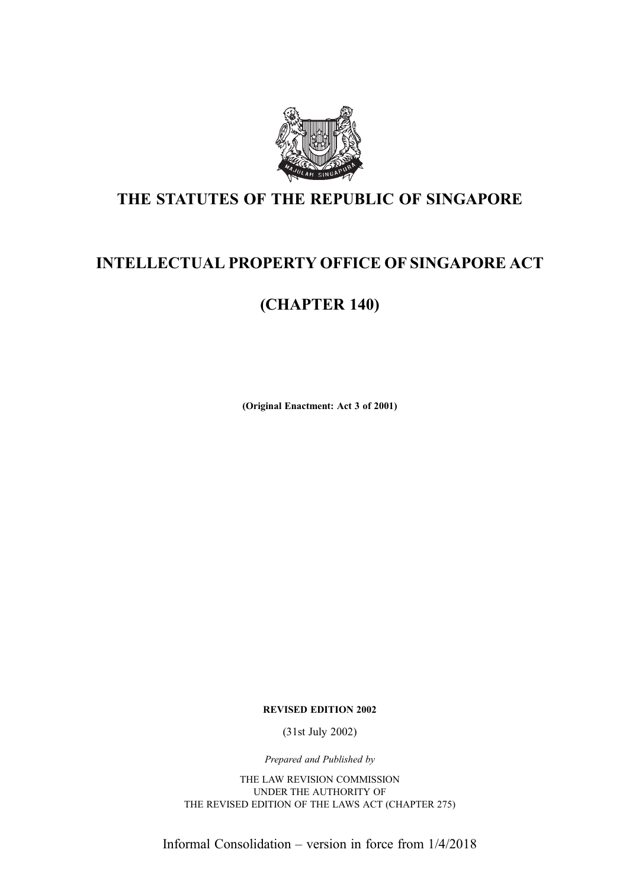# THE STATUTES OF THE REPUBLIC OF SINGAPORE

# INTELLECTUAL PROPERTY OFFICE OF SINGAPORE ACT

# (CHAPTER 140)

**(Original Enactment: Act 3 of 2001)**

**REVISED EDITION 2002**

(31st July 2002)

*Prepared and Published by*

THE LAW REVISION COMMISSION
UNDER THE AUTHORITY OF
THE REVISED EDITION OF THE LAWS ACT (CHAPTER 275)

Informal Consolidation – version in force from 1/4/2018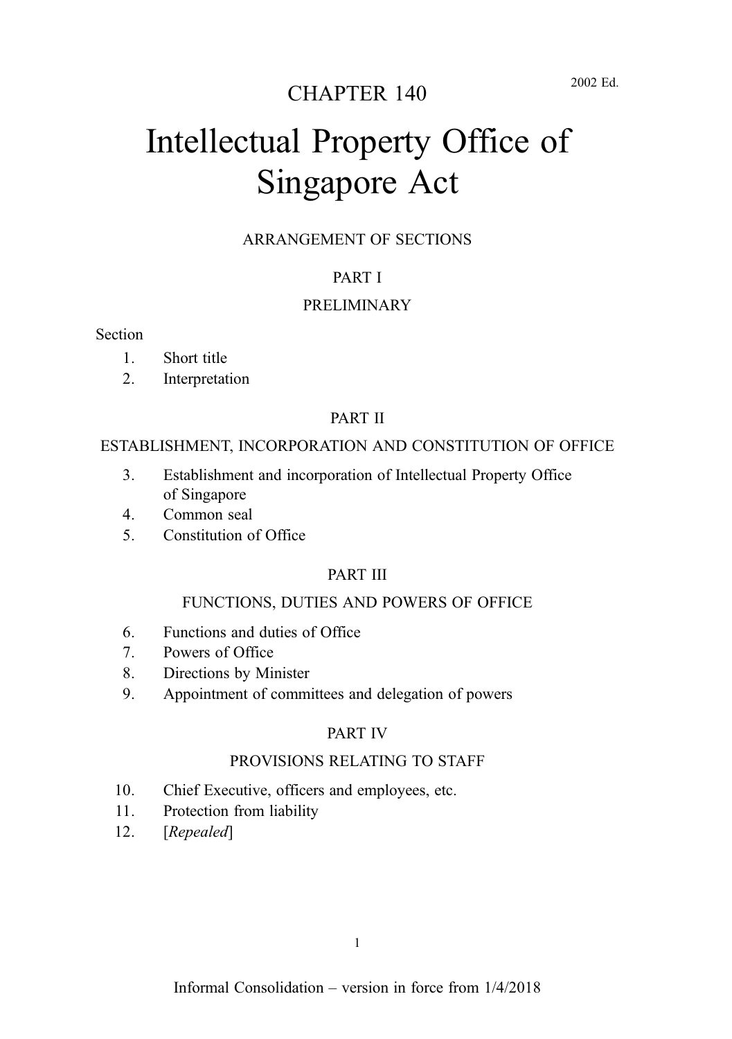CHAPTER 140

2002 Ed.

# Intellectual Property Office of Singapore Act

ARRANGEMENT OF SECTIONS

## PART I

PRELIMINARY

Section

1. Short title
2. Interpretation

## PART II

ESTABLISHMENT, INCORPORATION AND CONSTITUTION OF OFFICE

3. Establishment and incorporation of Intellectual Property Office of Singapore
4. Common seal
5. Constitution of Office

## PART III

FUNCTIONS, DUTIES AND POWERS OF OFFICE

6. Functions and duties of Office
7. Powers of Office
8. Directions by Minister
9. Appointment of committees and delegation of powers

## PART IV

PROVISIONS RELATING TO STAFF

10. Chief Executive, officers and employees, etc.
11. Protection from liability
12. [*Repealed*]

Informal Consolidation – version in force from 1/4/2018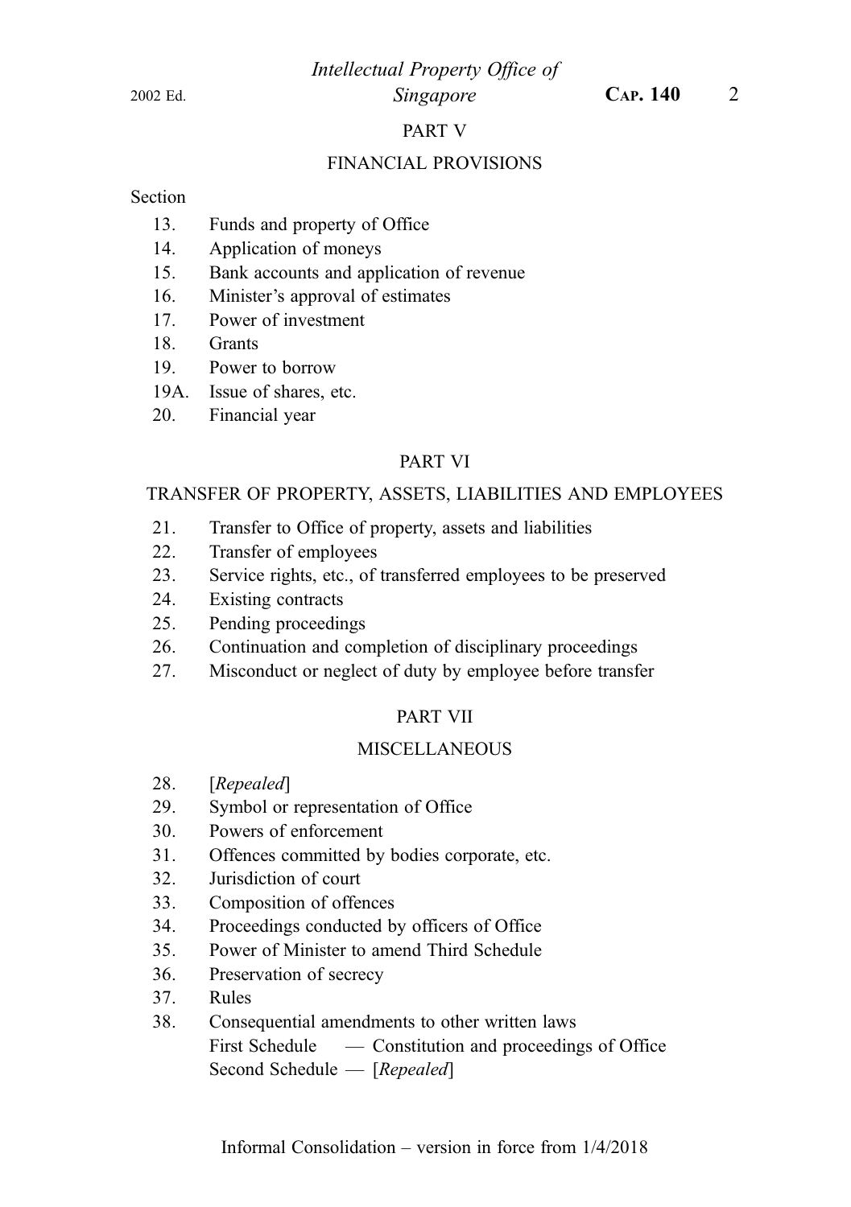## PART V

## FINANCIAL PROVISIONS

Section

13. Funds and property of Office
14. Application of moneys
15. Bank accounts and application of revenue
16. Minister's approval of estimates
17. Power of investment
18. Grants
19. Power to borrow
19A. Issue of shares, etc.
20. Financial year

## PART VI

## TRANSFER OF PROPERTY, ASSETS, LIABILITIES AND EMPLOYEES

21. Transfer to Office of property, assets and liabilities
22. Transfer of employees
23. Service rights, etc., of transferred employees to be preserved
24. Existing contracts
25. Pending proceedings
26. Continuation and completion of disciplinary proceedings
27. Misconduct or neglect of duty by employee before transfer

## PART VII

## MISCELLANEOUS

28. [*Repealed*]
29. Symbol or representation of Office
30. Powers of enforcement
31. Offences committed by bodies corporate, etc.
32. Jurisdiction of court
33. Composition of offences
34. Proceedings conducted by officers of Office
35. Power of Minister to amend Third Schedule
36. Preservation of secrecy
37. Rules
38. Consequential amendments to other written laws

First Schedule — Constitution and proceedings of Office

Second Schedule — [*Repealed*]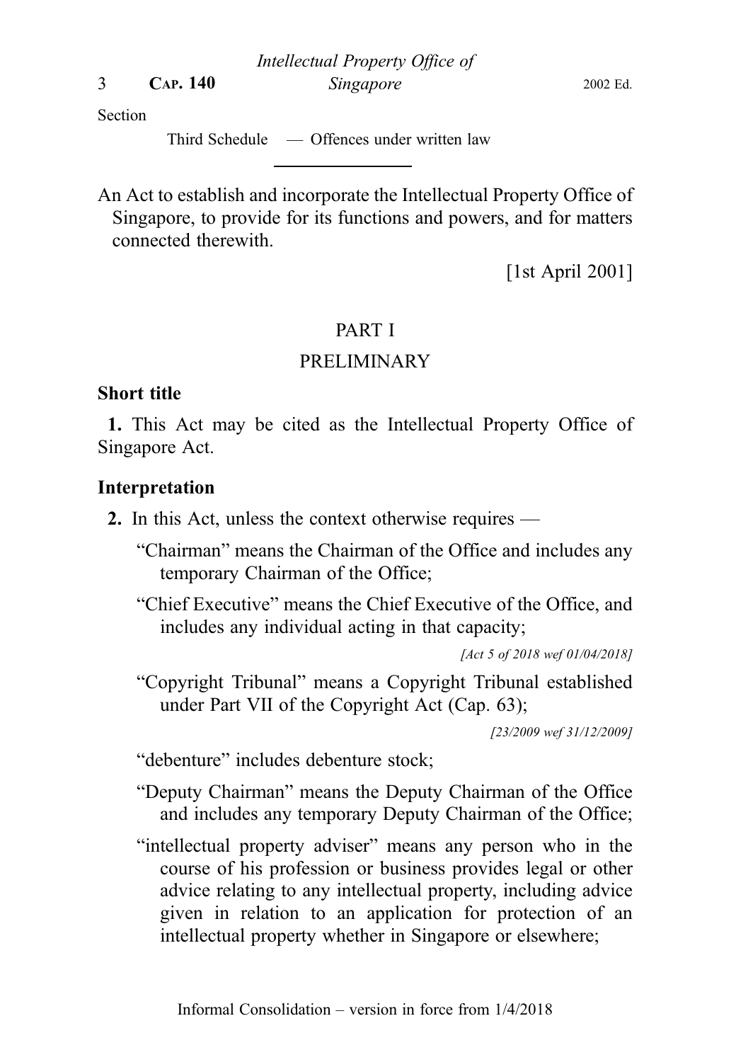Section

Third Schedule — Offences under written law

---

An Act to establish and incorporate the Intellectual Property Office of Singapore, to provide for its functions and powers, and for matters connected therewith.

[1st April 2001]

## PART I

## PRELIMINARY

### Short title

**1.** This Act may be cited as the Intellectual Property Office of Singapore Act.

### Interpretation

**2.** In this Act, unless the context otherwise requires —

"Chairman" means the Chairman of the Office and includes any temporary Chairman of the Office;

"Chief Executive" means the Chief Executive of the Office, and includes any individual acting in that capacity;

*[Act 5 of 2018 wef 01/04/2018]*

"Copyright Tribunal" means a Copyright Tribunal established under Part VII of the Copyright Act (Cap. 63);

*[23/2009 wef 31/12/2009]*

"debenture" includes debenture stock;

"Deputy Chairman" means the Deputy Chairman of the Office and includes any temporary Deputy Chairman of the Office;

"intellectual property adviser" means any person who in the course of his profession or business provides legal or other advice relating to any intellectual property, including advice given in relation to an application for protection of an intellectual property whether in Singapore or elsewhere;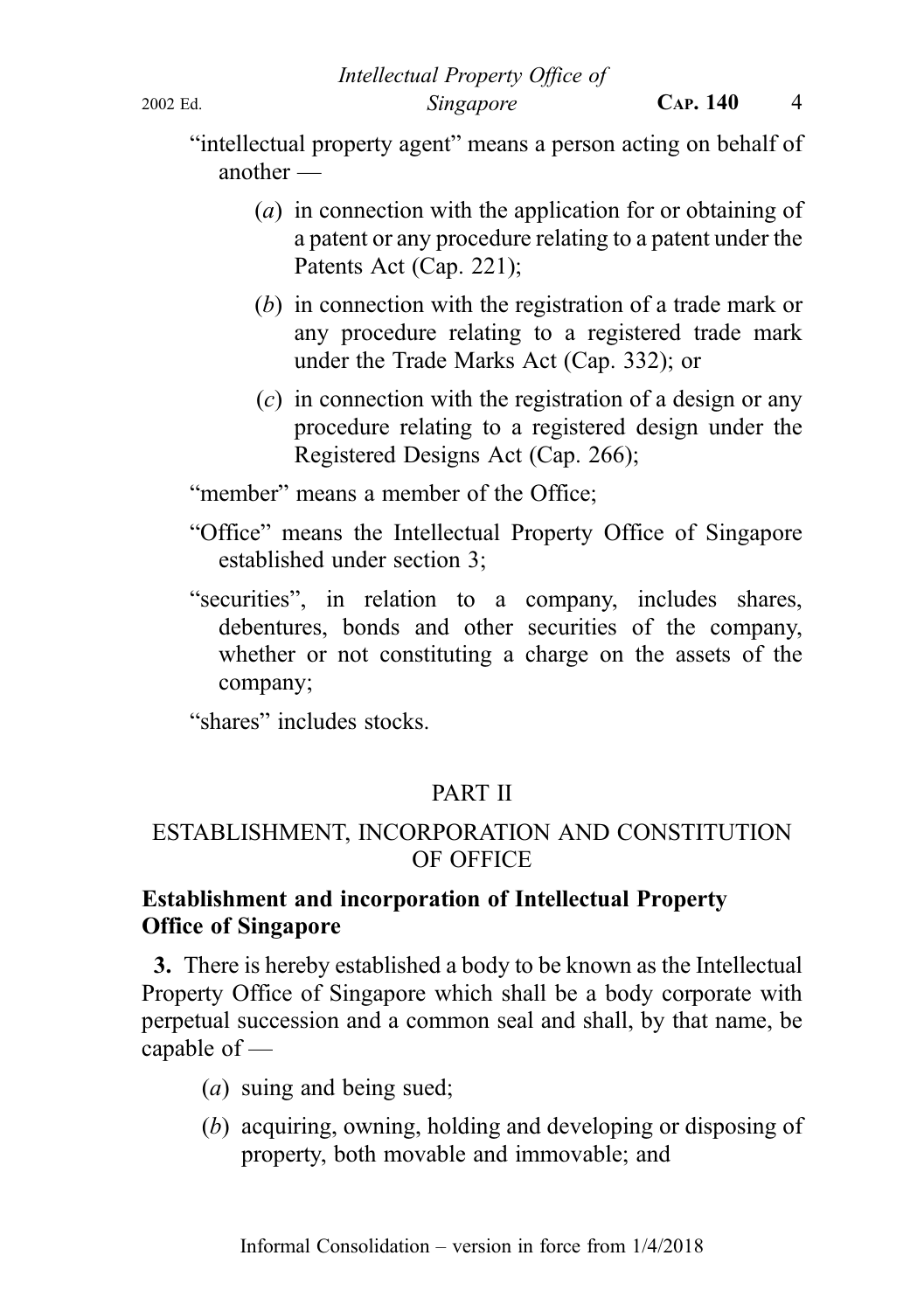"intellectual property agent" means a person acting on behalf of another —

(*a*) in connection with the application for or obtaining of a patent or any procedure relating to a patent under the Patents Act (Cap. 221);

(*b*) in connection with the registration of a trade mark or any procedure relating to a registered trade mark under the Trade Marks Act (Cap. 332); or

(*c*) in connection with the registration of a design or any procedure relating to a registered design under the Registered Designs Act (Cap. 266);

"member" means a member of the Office;

"Office" means the Intellectual Property Office of Singapore established under section 3;

"securities", in relation to a company, includes shares, debentures, bonds and other securities of the company, whether or not constituting a charge on the assets of the company;

"shares" includes stocks.

## PART II

## ESTABLISHMENT, INCORPORATION AND CONSTITUTION OF OFFICE

### Establishment and incorporation of Intellectual Property Office of Singapore

**3.** There is hereby established a body to be known as the Intellectual Property Office of Singapore which shall be a body corporate with perpetual succession and a common seal and shall, by that name, be capable of —

(*a*) suing and being sued;

(*b*) acquiring, owning, holding and developing or disposing of property, both movable and immovable; and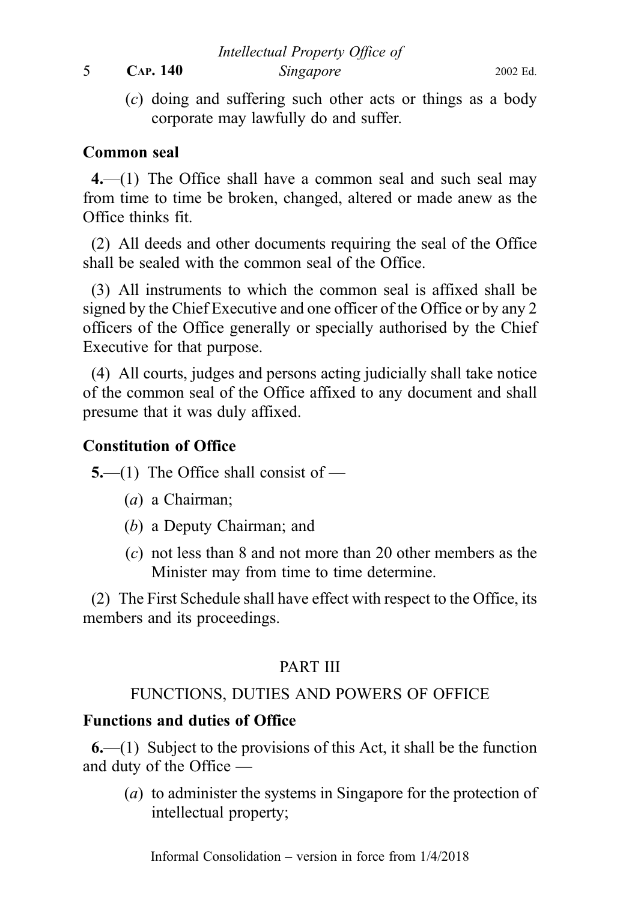(*c*) doing and suffering such other acts or things as a body corporate may lawfully do and suffer.

**Common seal**

**4.**—(1) The Office shall have a common seal and such seal may from time to time be broken, changed, altered or made anew as the Office thinks fit.

(2) All deeds and other documents requiring the seal of the Office shall be sealed with the common seal of the Office.

(3) All instruments to which the common seal is affixed shall be signed by the Chief Executive and one officer of the Office or by any 2 officers of the Office generally or specially authorised by the Chief Executive for that purpose.

(4) All courts, judges and persons acting judicially shall take notice of the common seal of the Office affixed to any document and shall presume that it was duly affixed.

**Constitution of Office**

**5.**—(1) The Office shall consist of —

(*a*) a Chairman;

(*b*) a Deputy Chairman; and

(*c*) not less than 8 and not more than 20 other members as the Minister may from time to time determine.

(2) The First Schedule shall have effect with respect to the Office, its members and its proceedings.

## PART III

## FUNCTIONS, DUTIES AND POWERS OF OFFICE

**Functions and duties of Office**

**6.**—(1) Subject to the provisions of this Act, it shall be the function and duty of the Office —

(*a*) to administer the systems in Singapore for the protection of intellectual property;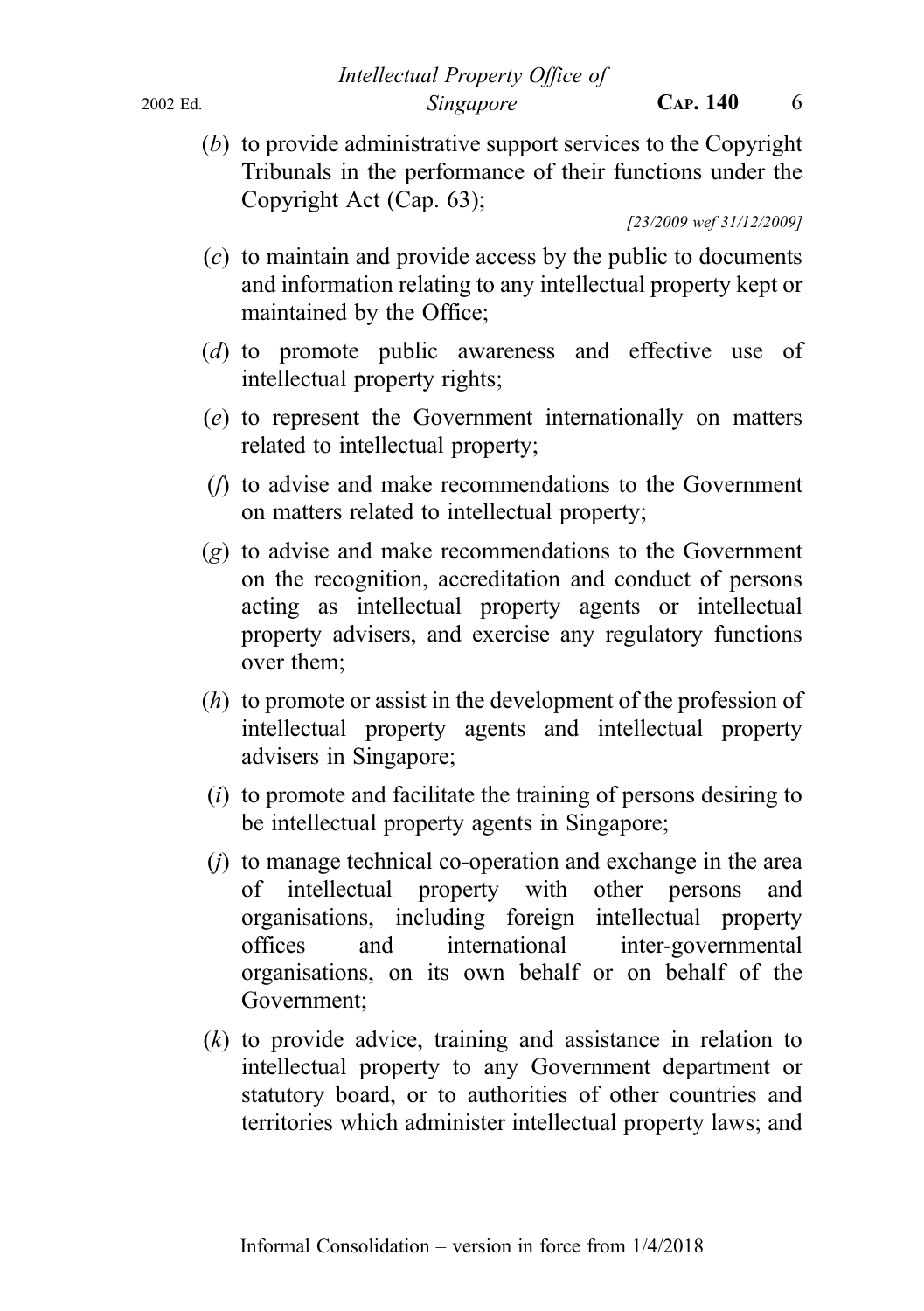(*b*) to provide administrative support services to the Copyright Tribunals in the performance of their functions under the Copyright Act (Cap. 63);

[23/2009 wef 31/12/2009]

(*c*) to maintain and provide access by the public to documents and information relating to any intellectual property kept or maintained by the Office;

(*d*) to promote public awareness and effective use of intellectual property rights;

(*e*) to represent the Government internationally on matters related to intellectual property;

(*f*) to advise and make recommendations to the Government on matters related to intellectual property;

(*g*) to advise and make recommendations to the Government on the recognition, accreditation and conduct of persons acting as intellectual property agents or intellectual property advisers, and exercise any regulatory functions over them;

(*h*) to promote or assist in the development of the profession of intellectual property agents and intellectual property advisers in Singapore;

(*i*) to promote and facilitate the training of persons desiring to be intellectual property agents in Singapore;

(*j*) to manage technical co-operation and exchange in the area of intellectual property with other persons and organisations, including foreign intellectual property offices and international inter-governmental organisations, on its own behalf or on behalf of the Government;

(*k*) to provide advice, training and assistance in relation to intellectual property to any Government department or statutory board, or to authorities of other countries and territories which administer intellectual property laws; and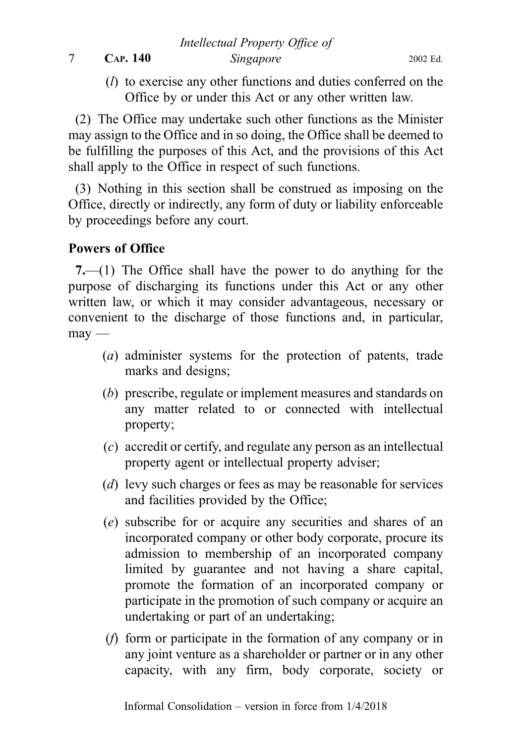(*l*) to exercise any other functions and duties conferred on the Office by or under this Act or any other written law.

(2) The Office may undertake such other functions as the Minister may assign to the Office and in so doing, the Office shall be deemed to be fulfilling the purposes of this Act, and the provisions of this Act shall apply to the Office in respect of such functions.

(3) Nothing in this section shall be construed as imposing on the Office, directly or indirectly, any form of duty or liability enforceable by proceedings before any court.

**Powers of Office**

**7.**—(1) The Office shall have the power to do anything for the purpose of discharging its functions under this Act or any other written law, or which it may consider advantageous, necessary or convenient to the discharge of those functions and, in particular, may —

(*a*) administer systems for the protection of patents, trade marks and designs;

(*b*) prescribe, regulate or implement measures and standards on any matter related to or connected with intellectual property;

(*c*) accredit or certify, and regulate any person as an intellectual property agent or intellectual property adviser;

(*d*) levy such charges or fees as may be reasonable for services and facilities provided by the Office;

(*e*) subscribe for or acquire any securities and shares of an incorporated company or other body corporate, procure its admission to membership of an incorporated company limited by guarantee and not having a share capital, promote the formation of an incorporated company or participate in the promotion of such company or acquire an undertaking or part of an undertaking;

(*f*) form or participate in the formation of any company or in any joint venture as a shareholder or partner or in any other capacity, with any firm, body corporate, society or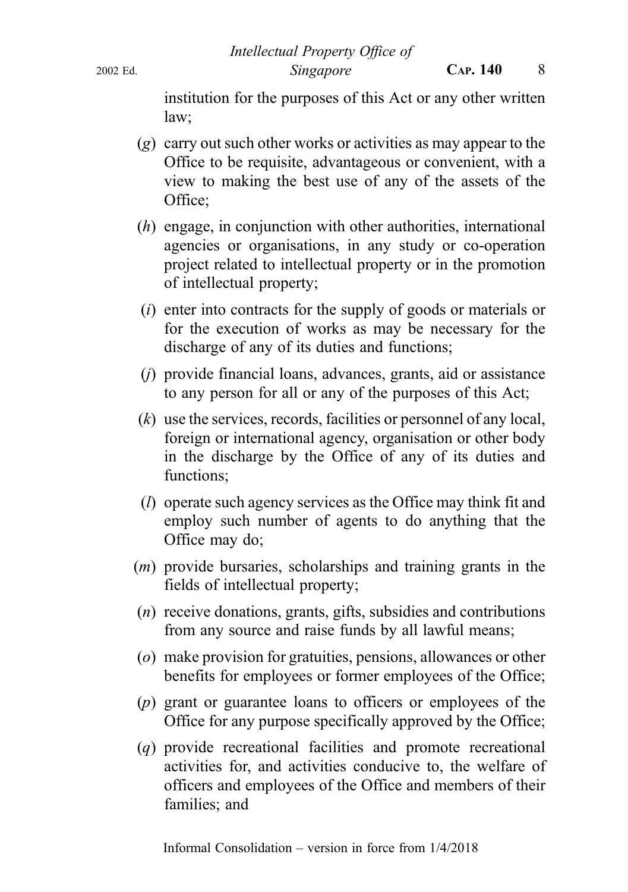institution for the purposes of this Act or any other written law;

(*g*) carry out such other works or activities as may appear to the Office to be requisite, advantageous or convenient, with a view to making the best use of any of the assets of the Office;

(*h*) engage, in conjunction with other authorities, international agencies or organisations, in any study or co-operation project related to intellectual property or in the promotion of intellectual property;

(*i*) enter into contracts for the supply of goods or materials or for the execution of works as may be necessary for the discharge of any of its duties and functions;

(*j*) provide financial loans, advances, grants, aid or assistance to any person for all or any of the purposes of this Act;

(*k*) use the services, records, facilities or personnel of any local, foreign or international agency, organisation or other body in the discharge by the Office of any of its duties and functions;

(*l*) operate such agency services as the Office may think fit and employ such number of agents to do anything that the Office may do;

(*m*) provide bursaries, scholarships and training grants in the fields of intellectual property;

(*n*) receive donations, grants, gifts, subsidies and contributions from any source and raise funds by all lawful means;

(*o*) make provision for gratuities, pensions, allowances or other benefits for employees or former employees of the Office;

(*p*) grant or guarantee loans to officers or employees of the Office for any purpose specifically approved by the Office;

(*q*) provide recreational facilities and promote recreational activities for, and activities conducive to, the welfare of officers and employees of the Office and members of their families; and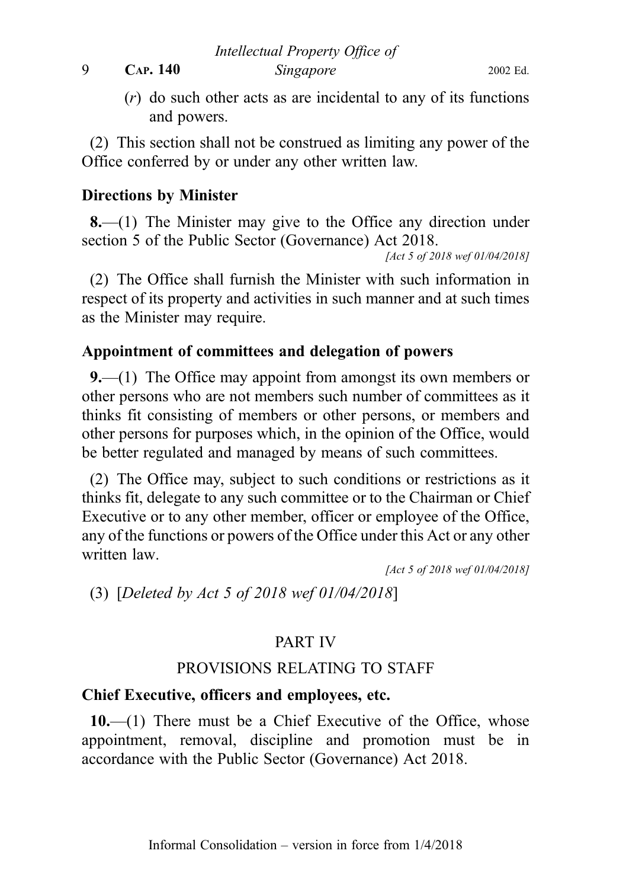(r) do such other acts as are incidental to any of its functions and powers.

(2) This section shall not be construed as limiting any power of the Office conferred by or under any other written law.

### Directions by Minister

**8.**—(1) The Minister may give to the Office any direction under section 5 of the Public Sector (Governance) Act 2018.

*[Act 5 of 2018 wef 01/04/2018]*

(2) The Office shall furnish the Minister with such information in respect of its property and activities in such manner and at such times as the Minister may require.

### Appointment of committees and delegation of powers

**9.**—(1) The Office may appoint from amongst its own members or other persons who are not members such number of committees as it thinks fit consisting of members or other persons, or members and other persons for purposes which, in the opinion of the Office, would be better regulated and managed by means of such committees.

(2) The Office may, subject to such conditions or restrictions as it thinks fit, delegate to any such committee or to the Chairman or Chief Executive or to any other member, officer or employee of the Office, any of the functions or powers of the Office under this Act or any other written law.

*[Act 5 of 2018 wef 01/04/2018]*

(3) [*Deleted by Act 5 of 2018 wef 01/04/2018*]

## PART IV

## PROVISIONS RELATING TO STAFF

### Chief Executive, officers and employees, etc.

**10.**—(1) There must be a Chief Executive of the Office, whose appointment, removal, discipline and promotion must be in accordance with the Public Sector (Governance) Act 2018.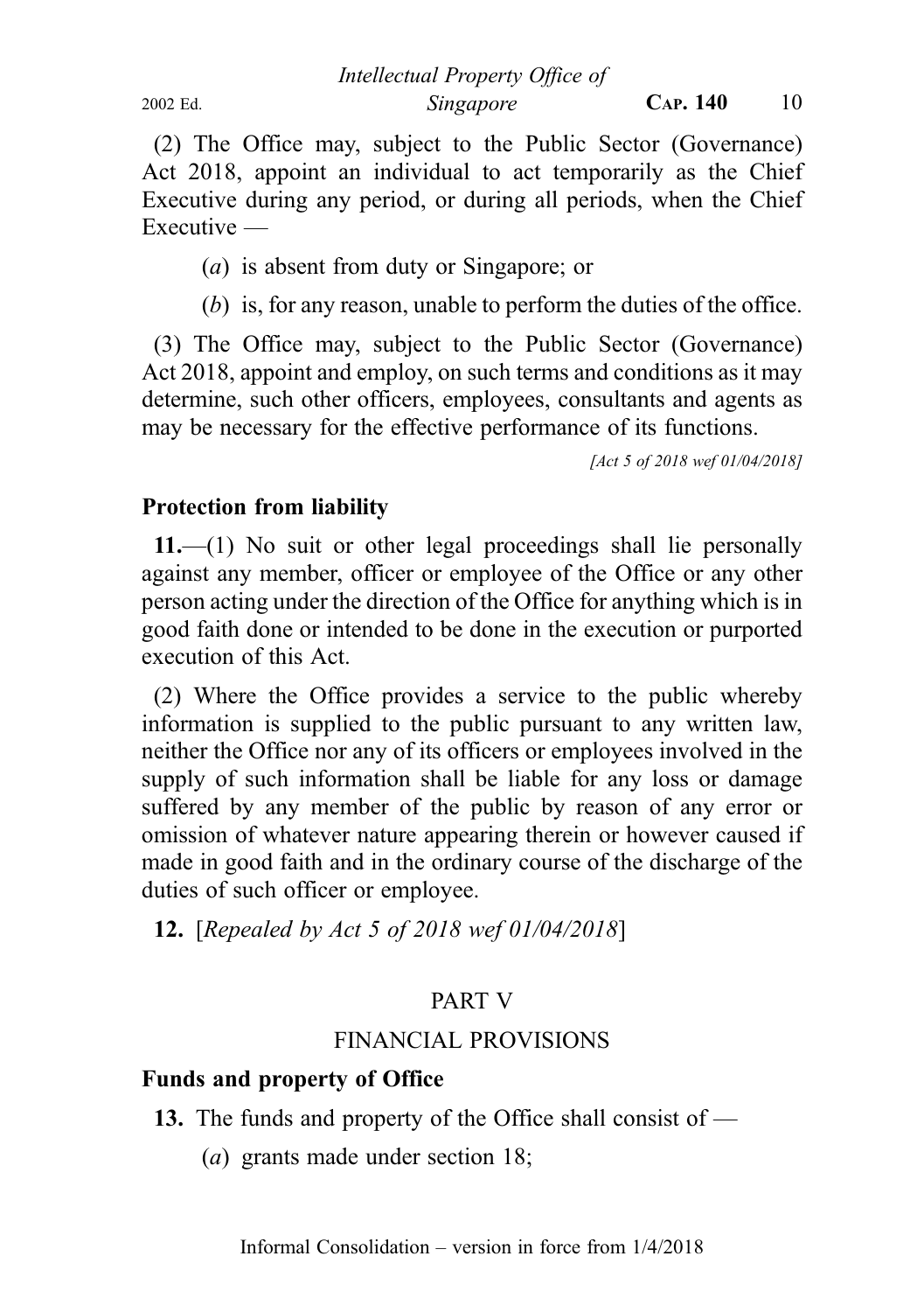(2) The Office may, subject to the Public Sector (Governance) Act 2018, appoint an individual to act temporarily as the Chief Executive during any period, or during all periods, when the Chief Executive —

(*a*) is absent from duty or Singapore; or

(*b*) is, for any reason, unable to perform the duties of the office.

(3) The Office may, subject to the Public Sector (Governance) Act 2018, appoint and employ, on such terms and conditions as it may determine, such other officers, employees, consultants and agents as may be necessary for the effective performance of its functions.

*[Act 5 of 2018 wef 01/04/2018]*

### Protection from liability

**11.**—(1) No suit or other legal proceedings shall lie personally against any member, officer or employee of the Office or any other person acting under the direction of the Office for anything which is in good faith done or intended to be done in the execution or purported execution of this Act.

(2) Where the Office provides a service to the public whereby information is supplied to the public pursuant to any written law, neither the Office nor any of its officers or employees involved in the supply of such information shall be liable for any loss or damage suffered by any member of the public by reason of any error or omission of whatever nature appearing therein or however caused if made in good faith and in the ordinary course of the discharge of the duties of such officer or employee.

**12.** [*Repealed by Act 5 of 2018 wef 01/04/2018*]

## PART V

## FINANCIAL PROVISIONS

### Funds and property of Office

**13.** The funds and property of the Office shall consist of —

(*a*) grants made under section 18;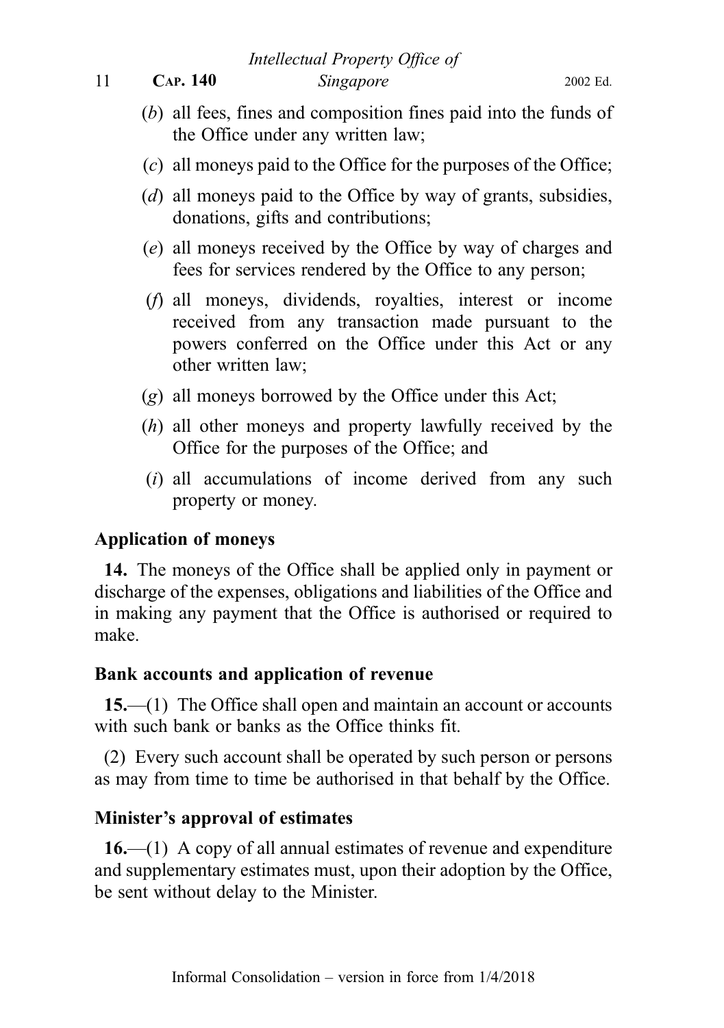(*b*) all fees, fines and composition fines paid into the funds of the Office under any written law;

(*c*) all moneys paid to the Office for the purposes of the Office;

(*d*) all moneys paid to the Office by way of grants, subsidies, donations, gifts and contributions;

(*e*) all moneys received by the Office by way of charges and fees for services rendered by the Office to any person;

(*f*) all moneys, dividends, royalties, interest or income received from any transaction made pursuant to the powers conferred on the Office under this Act or any other written law;

(*g*) all moneys borrowed by the Office under this Act;

(*h*) all other moneys and property lawfully received by the Office for the purposes of the Office; and

(*i*) all accumulations of income derived from any such property or money.

### Application of moneys

**14.** The moneys of the Office shall be applied only in payment or discharge of the expenses, obligations and liabilities of the Office and in making any payment that the Office is authorised or required to make.

### Bank accounts and application of revenue

**15.**—(1) The Office shall open and maintain an account or accounts with such bank or banks as the Office thinks fit.

(2) Every such account shall be operated by such person or persons as may from time to time be authorised in that behalf by the Office.

### Minister's approval of estimates

**16.**—(1) A copy of all annual estimates of revenue and expenditure and supplementary estimates must, upon their adoption by the Office, be sent without delay to the Minister.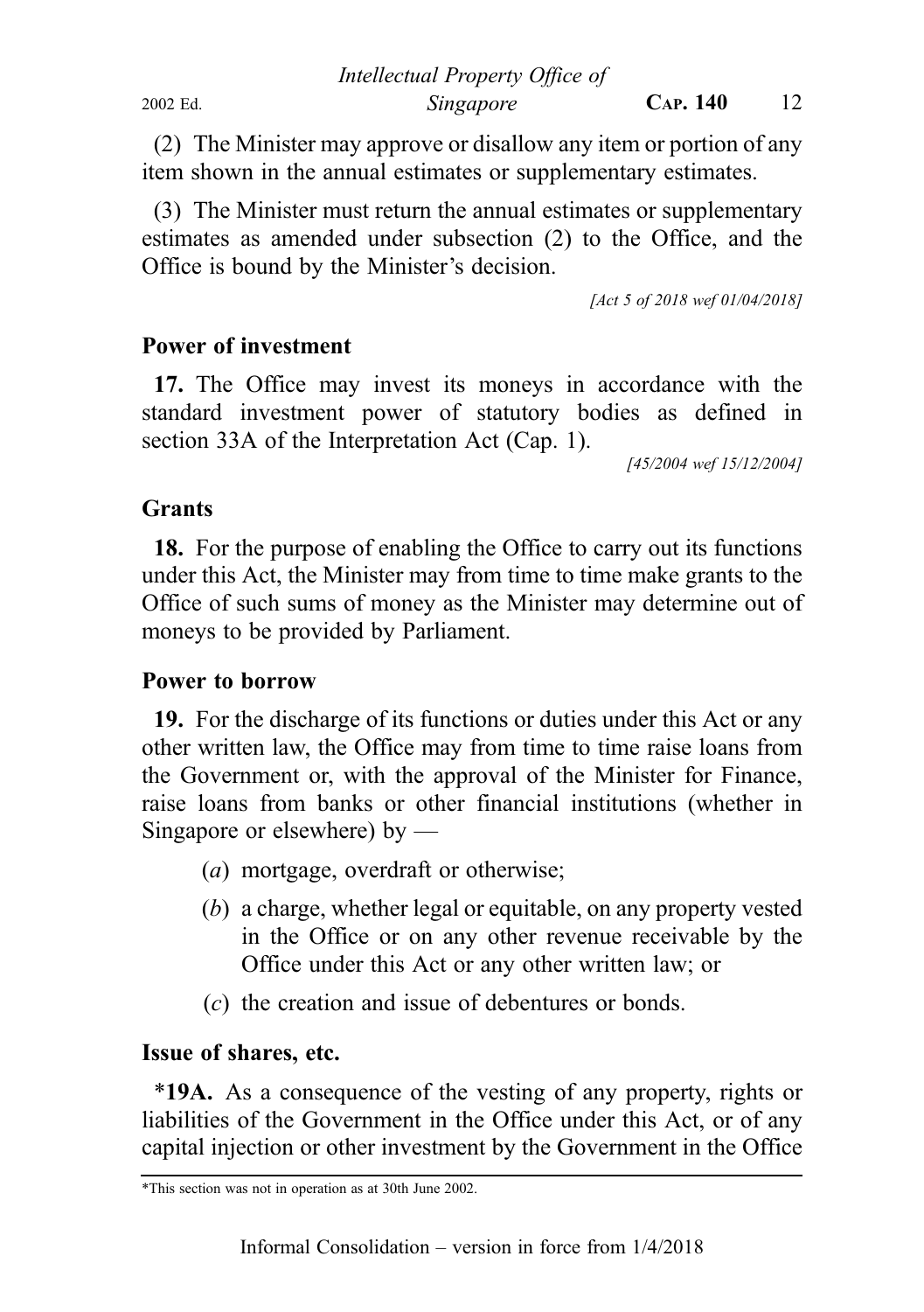(2) The Minister may approve or disallow any item or portion of any item shown in the annual estimates or supplementary estimates.

(3) The Minister must return the annual estimates or supplementary estimates as amended under subsection (2) to the Office, and the Office is bound by the Minister's decision.

*[Act 5 of 2018 wef 01/04/2018]*

**Power of investment**

**17.** The Office may invest its moneys in accordance with the standard investment power of statutory bodies as defined in section 33A of the Interpretation Act (Cap. 1).

*[45/2004 wef 15/12/2004]*

**Grants**

**18.** For the purpose of enabling the Office to carry out its functions under this Act, the Minister may from time to time make grants to the Office of such sums of money as the Minister may determine out of moneys to be provided by Parliament.

**Power to borrow**

**19.** For the discharge of its functions or duties under this Act or any other written law, the Office may from time to time raise loans from the Government or, with the approval of the Minister for Finance, raise loans from banks or other financial institutions (whether in Singapore or elsewhere) by —

(*a*) mortgage, overdraft or otherwise;

(*b*) a charge, whether legal or equitable, on any property vested in the Office or on any other revenue receivable by the Office under this Act or any other written law; or

(*c*) the creation and issue of debentures or bonds.

**Issue of shares, etc.**

**\*19A.** As a consequence of the vesting of any property, rights or liabilities of the Government in the Office under this Act, or of any capital injection or other investment by the Government in the Office

\*This section was not in operation as at 30th June 2002.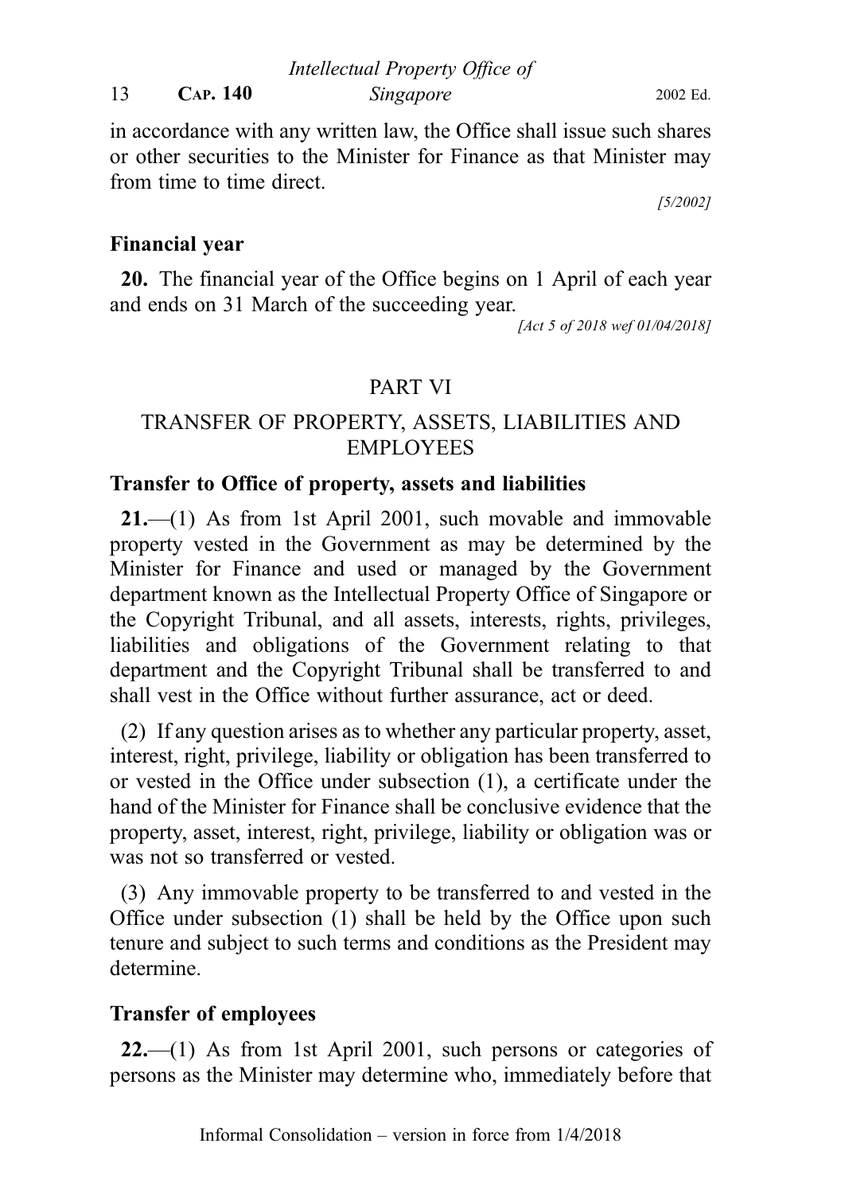in accordance with any written law, the Office shall issue such shares or other securities to the Minister for Finance as that Minister may from time to time direct.

[5/2002]

**Financial year**

**20.** The financial year of the Office begins on 1 April of each year and ends on 31 March of the succeeding year.

[Act 5 of 2018 wef 01/04/2018]

PART VI

TRANSFER OF PROPERTY, ASSETS, LIABILITIES AND EMPLOYEES

**Transfer to Office of property, assets and liabilities**

**21.**—(1) As from 1st April 2001, such movable and immovable property vested in the Government as may be determined by the Minister for Finance and used or managed by the Government department known as the Intellectual Property Office of Singapore or the Copyright Tribunal, and all assets, interests, rights, privileges, liabilities and obligations of the Government relating to that department and the Copyright Tribunal shall be transferred to and shall vest in the Office without further assurance, act or deed.

(2) If any question arises as to whether any particular property, asset, interest, right, privilege, liability or obligation has been transferred to or vested in the Office under subsection (1), a certificate under the hand of the Minister for Finance shall be conclusive evidence that the property, asset, interest, right, privilege, liability or obligation was or was not so transferred or vested.

(3) Any immovable property to be transferred to and vested in the Office under subsection (1) shall be held by the Office upon such tenure and subject to such terms and conditions as the President may determine.

**Transfer of employees**

**22.**—(1) As from 1st April 2001, such persons or categories of persons as the Minister may determine who, immediately before that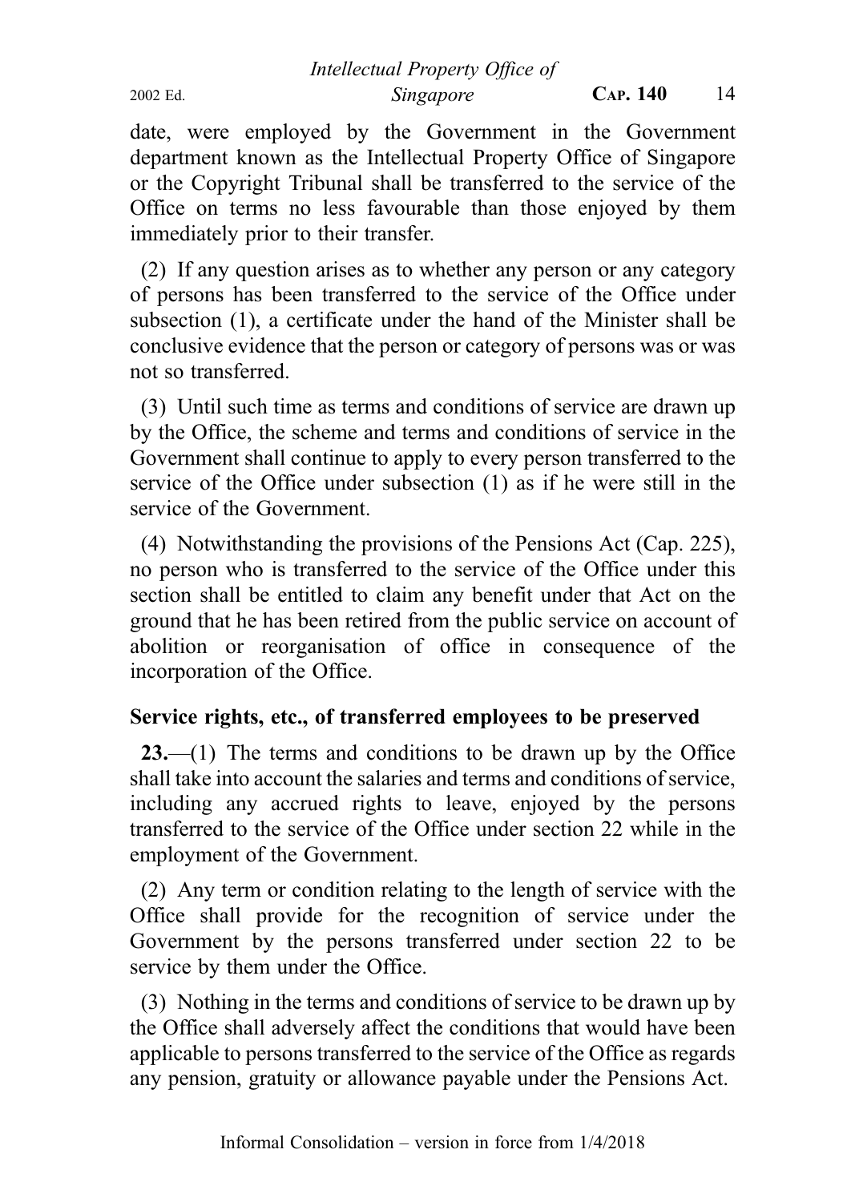date, were employed by the Government in the Government department known as the Intellectual Property Office of Singapore or the Copyright Tribunal shall be transferred to the service of the Office on terms no less favourable than those enjoyed by them immediately prior to their transfer.

(2) If any question arises as to whether any person or any category of persons has been transferred to the service of the Office under subsection (1), a certificate under the hand of the Minister shall be conclusive evidence that the person or category of persons was or was not so transferred.

(3) Until such time as terms and conditions of service are drawn up by the Office, the scheme and terms and conditions of service in the Government shall continue to apply to every person transferred to the service of the Office under subsection (1) as if he were still in the service of the Government.

(4) Notwithstanding the provisions of the Pensions Act (Cap. 225), no person who is transferred to the service of the Office under this section shall be entitled to claim any benefit under that Act on the ground that he has been retired from the public service on account of abolition or reorganisation of office in consequence of the incorporation of the Office.

**Service rights, etc., of transferred employees to be preserved**

**23.**—(1) The terms and conditions to be drawn up by the Office shall take into account the salaries and terms and conditions of service, including any accrued rights to leave, enjoyed by the persons transferred to the service of the Office under section 22 while in the employment of the Government.

(2) Any term or condition relating to the length of service with the Office shall provide for the recognition of service under the Government by the persons transferred under section 22 to be service by them under the Office.

(3) Nothing in the terms and conditions of service to be drawn up by the Office shall adversely affect the conditions that would have been applicable to persons transferred to the service of the Office as regards any pension, gratuity or allowance payable under the Pensions Act.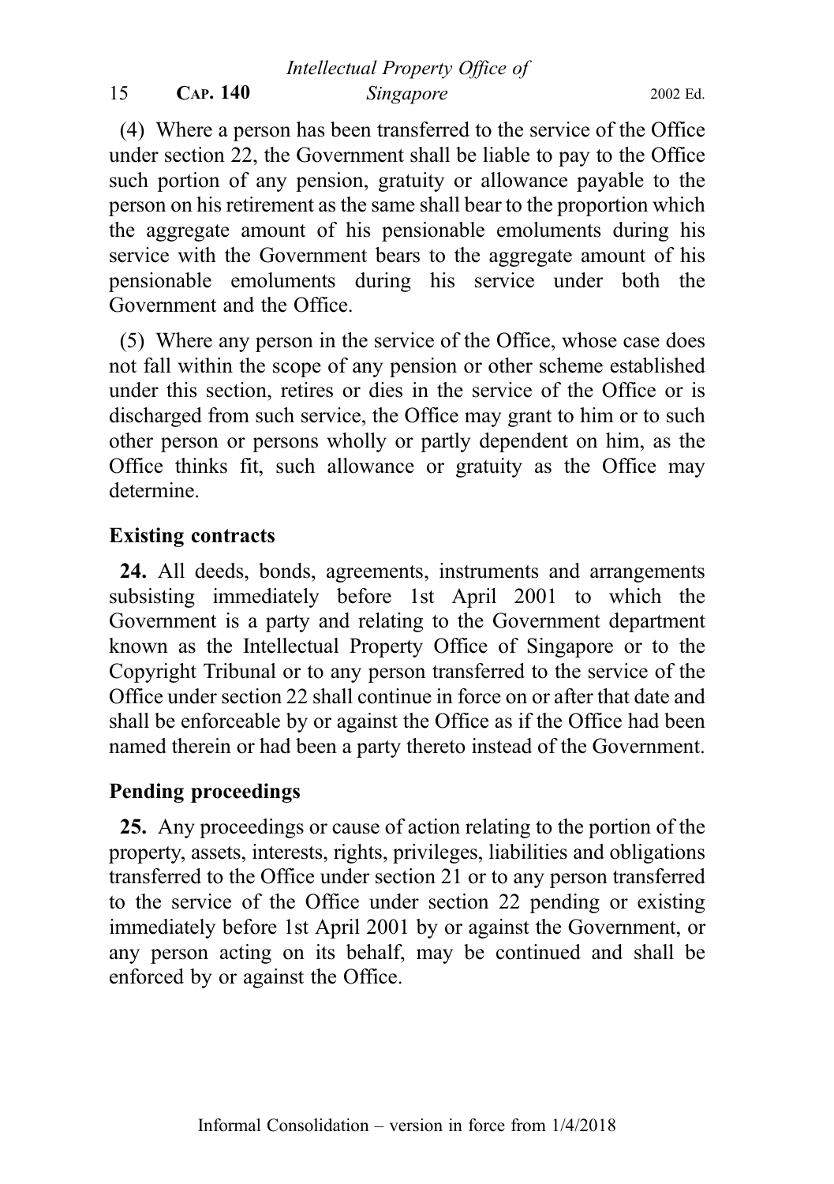(4) Where a person has been transferred to the service of the Office under section 22, the Government shall be liable to pay to the Office such portion of any pension, gratuity or allowance payable to the person on his retirement as the same shall bear to the proportion which the aggregate amount of his pensionable emoluments during his service with the Government bears to the aggregate amount of his pensionable emoluments during his service under both the Government and the Office.

(5) Where any person in the service of the Office, whose case does not fall within the scope of any pension or other scheme established under this section, retires or dies in the service of the Office or is discharged from such service, the Office may grant to him or to such other person or persons wholly or partly dependent on him, as the Office thinks fit, such allowance or gratuity as the Office may determine.

**Existing contracts**

**24.** All deeds, bonds, agreements, instruments and arrangements subsisting immediately before 1st April 2001 to which the Government is a party and relating to the Government department known as the Intellectual Property Office of Singapore or to the Copyright Tribunal or to any person transferred to the service of the Office under section 22 shall continue in force on or after that date and shall be enforceable by or against the Office as if the Office had been named therein or had been a party thereto instead of the Government.

**Pending proceedings**

**25.** Any proceedings or cause of action relating to the portion of the property, assets, interests, rights, privileges, liabilities and obligations transferred to the Office under section 21 or to any person transferred to the service of the Office under section 22 pending or existing immediately before 1st April 2001 by or against the Government, or any person acting on its behalf, may be continued and shall be enforced by or against the Office.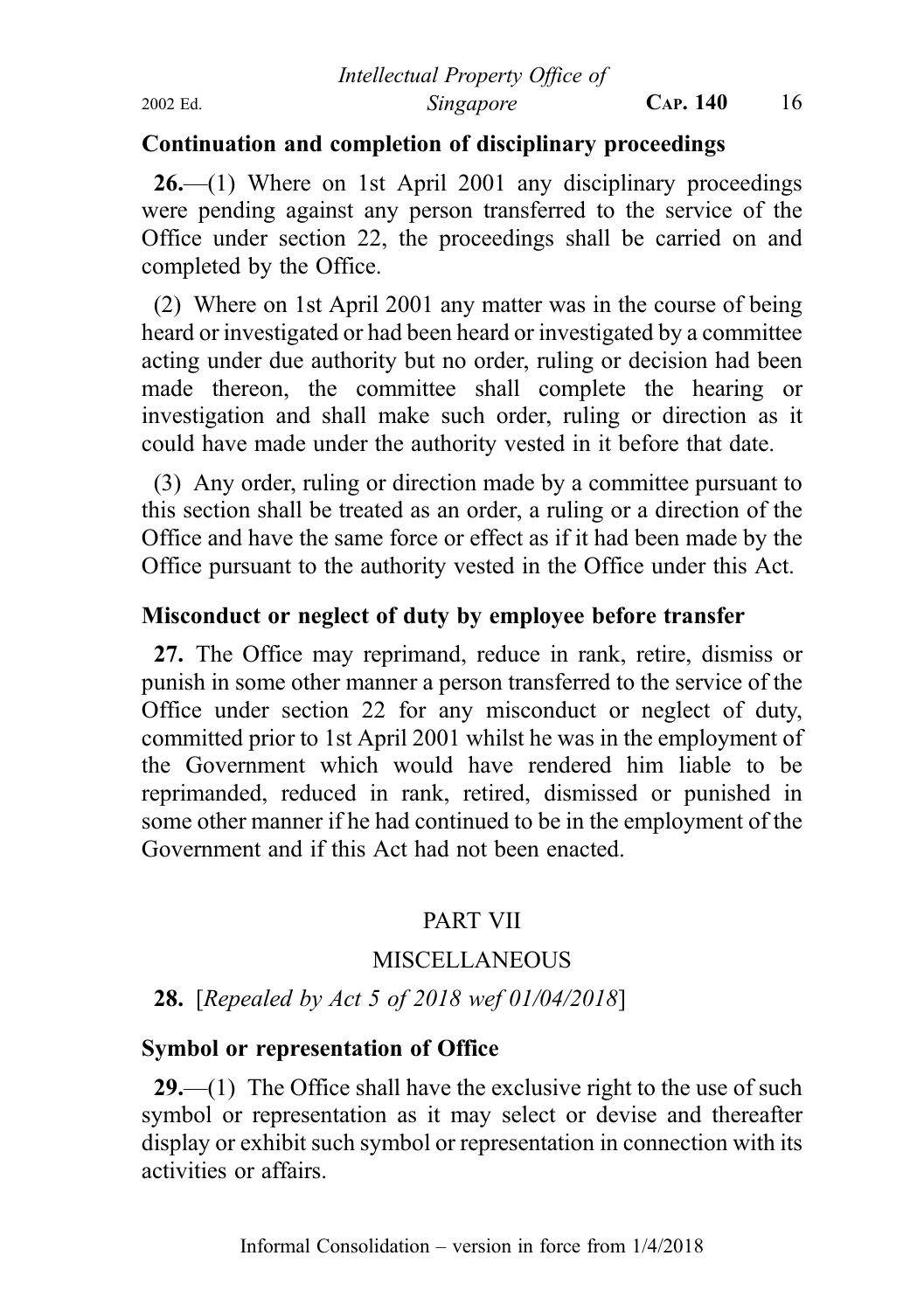### Continuation and completion of disciplinary proceedings

**26.**—(1) Where on 1st April 2001 any disciplinary proceedings were pending against any person transferred to the service of the Office under section 22, the proceedings shall be carried on and completed by the Office.

(2) Where on 1st April 2001 any matter was in the course of being heard or investigated or had been heard or investigated by a committee acting under due authority but no order, ruling or decision had been made thereon, the committee shall complete the hearing or investigation and shall make such order, ruling or direction as it could have made under the authority vested in it before that date.

(3) Any order, ruling or direction made by a committee pursuant to this section shall be treated as an order, a ruling or a direction of the Office and have the same force or effect as if it had been made by the Office pursuant to the authority vested in the Office under this Act.

### Misconduct or neglect of duty by employee before transfer

**27.** The Office may reprimand, reduce in rank, retire, dismiss or punish in some other manner a person transferred to the service of the Office under section 22 for any misconduct or neglect of duty, committed prior to 1st April 2001 whilst he was in the employment of the Government which would have rendered him liable to be reprimanded, reduced in rank, retired, dismissed or punished in some other manner if he had continued to be in the employment of the Government and if this Act had not been enacted.

## PART VII

## MISCELLANEOUS

**28.** [*Repealed by Act 5 of 2018 wef 01/04/2018*]

### Symbol or representation of Office

**29.**—(1) The Office shall have the exclusive right to the use of such symbol or representation as it may select or devise and thereafter display or exhibit such symbol or representation in connection with its activities or affairs.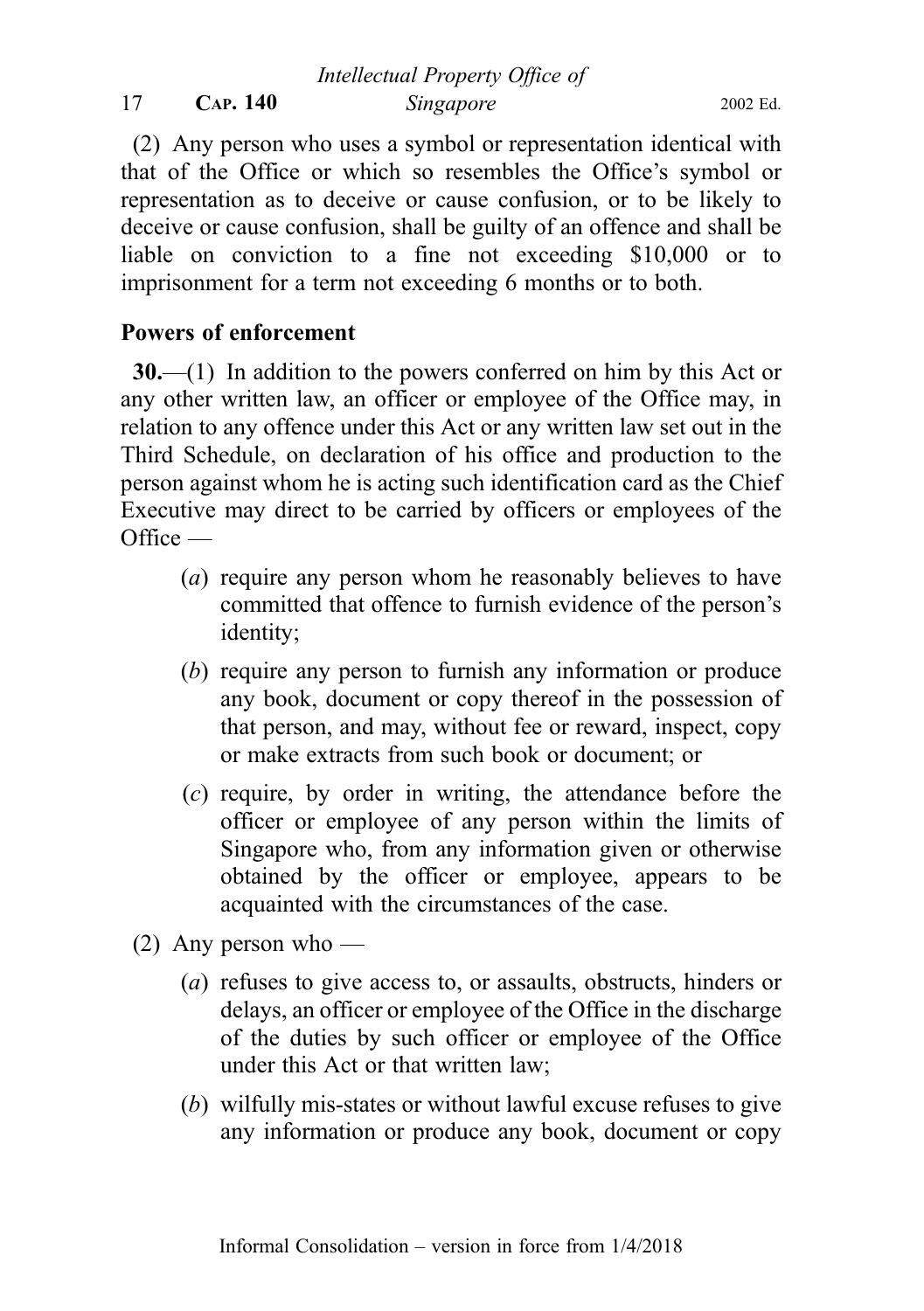(2) Any person who uses a symbol or representation identical with that of the Office or which so resembles the Office's symbol or representation as to deceive or cause confusion, or to be likely to deceive or cause confusion, shall be guilty of an offence and shall be liable on conviction to a fine not exceeding $10,000 or to imprisonment for a term not exceeding 6 months or to both.

**Powers of enforcement**

**30.**—(1) In addition to the powers conferred on him by this Act or any other written law, an officer or employee of the Office may, in relation to any offence under this Act or any written law set out in the Third Schedule, on declaration of his office and production to the person against whom he is acting such identification card as the Chief Executive may direct to be carried by officers or employees of the Office —

(*a*) require any person whom he reasonably believes to have committed that offence to furnish evidence of the person's identity;

(*b*) require any person to furnish any information or produce any book, document or copy thereof in the possession of that person, and may, without fee or reward, inspect, copy or make extracts from such book or document; or

(*c*) require, by order in writing, the attendance before the officer or employee of any person within the limits of Singapore who, from any information given or otherwise obtained by the officer or employee, appears to be acquainted with the circumstances of the case.

(2) Any person who —

(*a*) refuses to give access to, or assaults, obstructs, hinders or delays, an officer or employee of the Office in the discharge of the duties by such officer or employee of the Office under this Act or that written law;

(*b*) wilfully mis-states or without lawful excuse refuses to give any information or produce any book, document or copy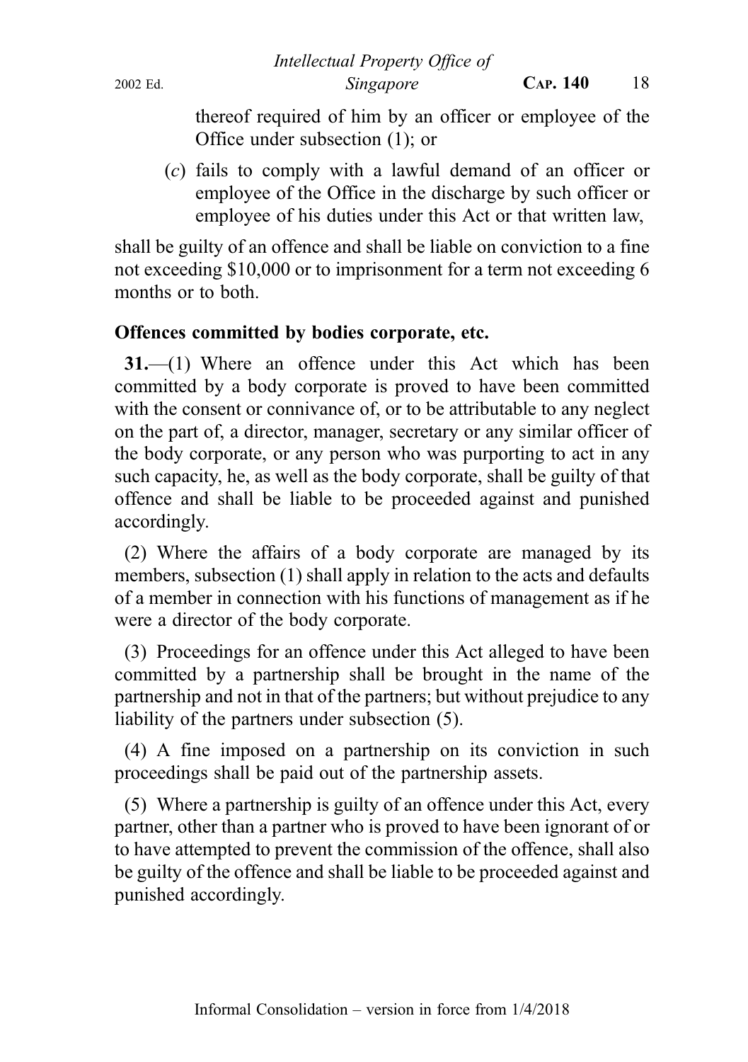thereof required of him by an officer or employee of the Office under subsection (1); or

(*c*) fails to comply with a lawful demand of an officer or employee of the Office in the discharge by such officer or employee of his duties under this Act or that written law,

shall be guilty of an offence and shall be liable on conviction to a fine not exceeding $10,000 or to imprisonment for a term not exceeding 6 months or to both.

**Offences committed by bodies corporate, etc.**

**31.**—(1) Where an offence under this Act which has been committed by a body corporate is proved to have been committed with the consent or connivance of, or to be attributable to any neglect on the part of, a director, manager, secretary or any similar officer of the body corporate, or any person who was purporting to act in any such capacity, he, as well as the body corporate, shall be guilty of that offence and shall be liable to be proceeded against and punished accordingly.

(2) Where the affairs of a body corporate are managed by its members, subsection (1) shall apply in relation to the acts and defaults of a member in connection with his functions of management as if he were a director of the body corporate.

(3) Proceedings for an offence under this Act alleged to have been committed by a partnership shall be brought in the name of the partnership and not in that of the partners; but without prejudice to any liability of the partners under subsection (5).

(4) A fine imposed on a partnership on its conviction in such proceedings shall be paid out of the partnership assets.

(5) Where a partnership is guilty of an offence under this Act, every partner, other than a partner who is proved to have been ignorant of or to have attempted to prevent the commission of the offence, shall also be guilty of the offence and shall be liable to be proceeded against and punished accordingly.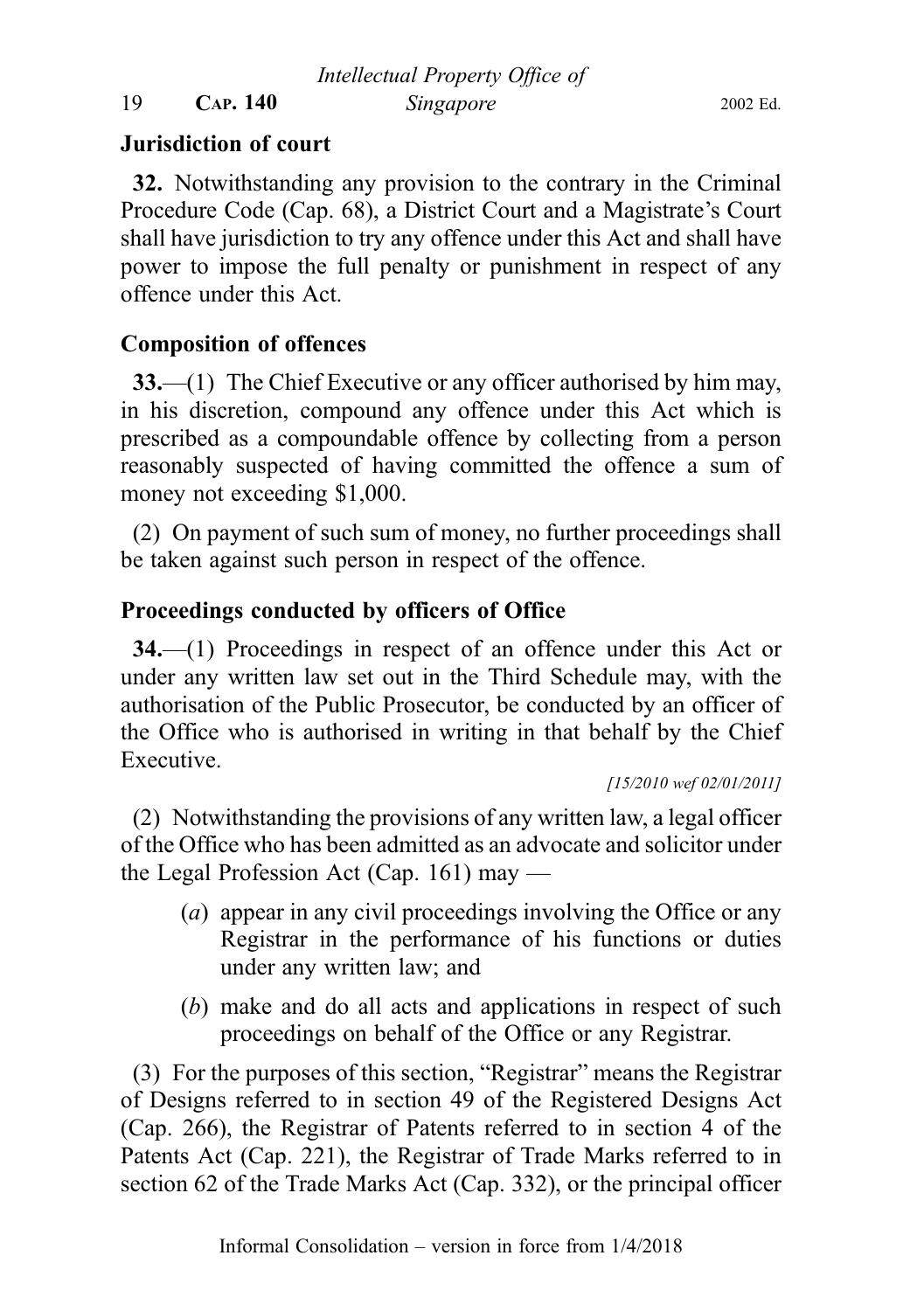**Jurisdiction of court**

**32.** Notwithstanding any provision to the contrary in the Criminal Procedure Code (Cap. 68), a District Court and a Magistrate's Court shall have jurisdiction to try any offence under this Act and shall have power to impose the full penalty or punishment in respect of any offence under this Act.

**Composition of offences**

**33.**—(1) The Chief Executive or any officer authorised by him may, in his discretion, compound any offence under this Act which is prescribed as a compoundable offence by collecting from a person reasonably suspected of having committed the offence a sum of money not exceeding $1,000.

(2) On payment of such sum of money, no further proceedings shall be taken against such person in respect of the offence.

**Proceedings conducted by officers of Office**

**34.**—(1) Proceedings in respect of an offence under this Act or under any written law set out in the Third Schedule may, with the authorisation of the Public Prosecutor, be conducted by an officer of the Office who is authorised in writing in that behalf by the Chief Executive.

*[15/2010 wef 02/01/2011]*

(2) Notwithstanding the provisions of any written law, a legal officer of the Office who has been admitted as an advocate and solicitor under the Legal Profession Act (Cap. 161) may —

- (*a*) appear in any civil proceedings involving the Office or any Registrar in the performance of his functions or duties under any written law; and
- (*b*) make and do all acts and applications in respect of such proceedings on behalf of the Office or any Registrar.

(3) For the purposes of this section, "Registrar" means the Registrar of Designs referred to in section 49 of the Registered Designs Act (Cap. 266), the Registrar of Patents referred to in section 4 of the Patents Act (Cap. 221), the Registrar of Trade Marks referred to in section 62 of the Trade Marks Act (Cap. 332), or the principal officer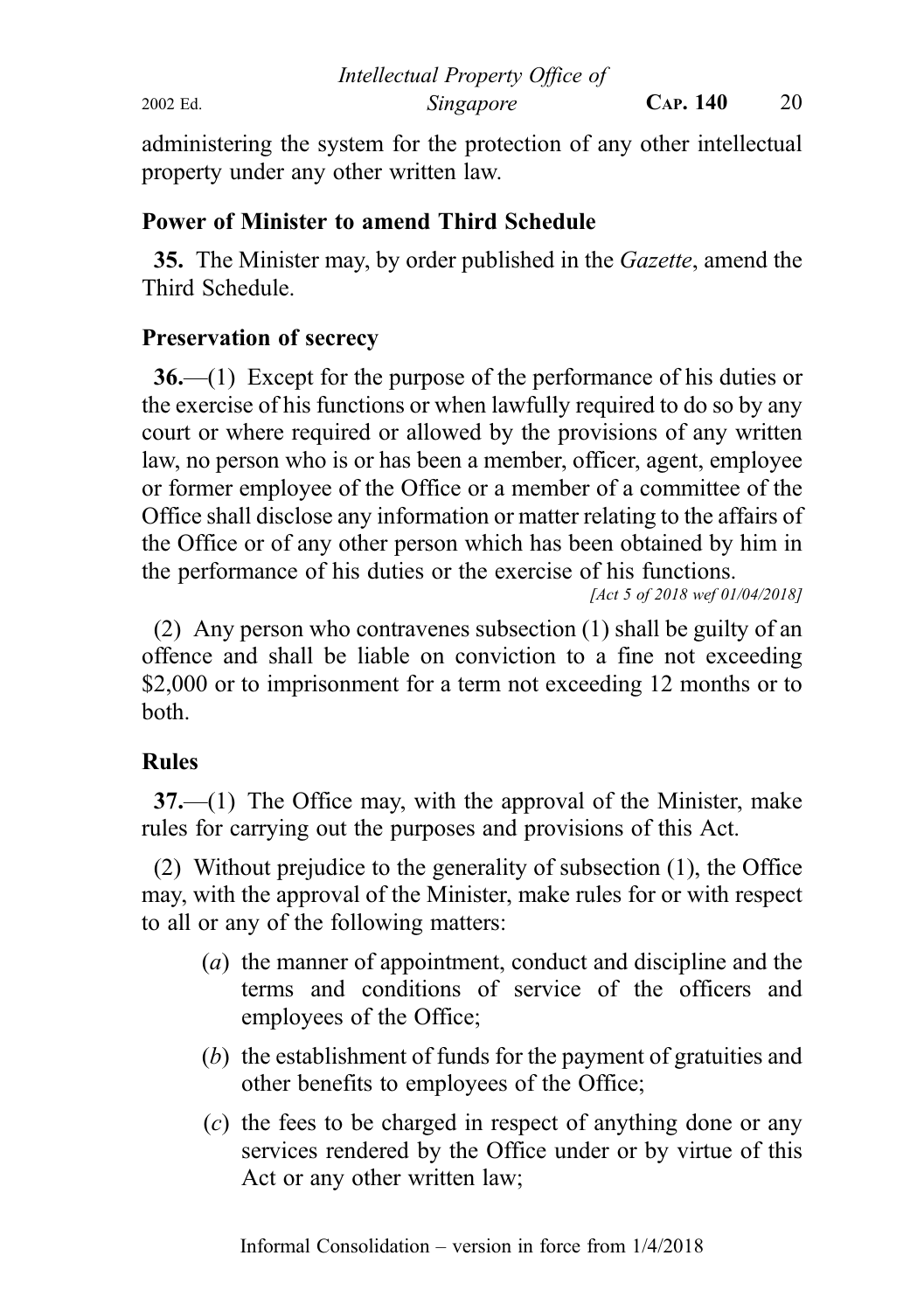administering the system for the protection of any other intellectual property under any other written law.

## Power of Minister to amend Third Schedule

**35.** The Minister may, by order published in the *Gazette*, amend the Third Schedule.

## Preservation of secrecy

**36.**—(1) Except for the purpose of the performance of his duties or the exercise of his functions or when lawfully required to do so by any court or where required or allowed by the provisions of any written law, no person who is or has been a member, officer, agent, employee or former employee of the Office or a member of a committee of the Office shall disclose any information or matter relating to the affairs of the Office or of any other person which has been obtained by him in the performance of his duties or the exercise of his functions.

*[Act 5 of 2018 wef 01/04/2018]*

(2) Any person who contravenes subsection (1) shall be guilty of an offence and shall be liable on conviction to a fine not exceeding $2,000 or to imprisonment for a term not exceeding 12 months or to both.

## Rules

**37.**—(1) The Office may, with the approval of the Minister, make rules for carrying out the purposes and provisions of this Act.

(2) Without prejudice to the generality of subsection (1), the Office may, with the approval of the Minister, make rules for or with respect to all or any of the following matters:

(*a*) the manner of appointment, conduct and discipline and the terms and conditions of service of the officers and employees of the Office;

(*b*) the establishment of funds for the payment of gratuities and other benefits to employees of the Office;

(*c*) the fees to be charged in respect of anything done or any services rendered by the Office under or by virtue of this Act or any other written law;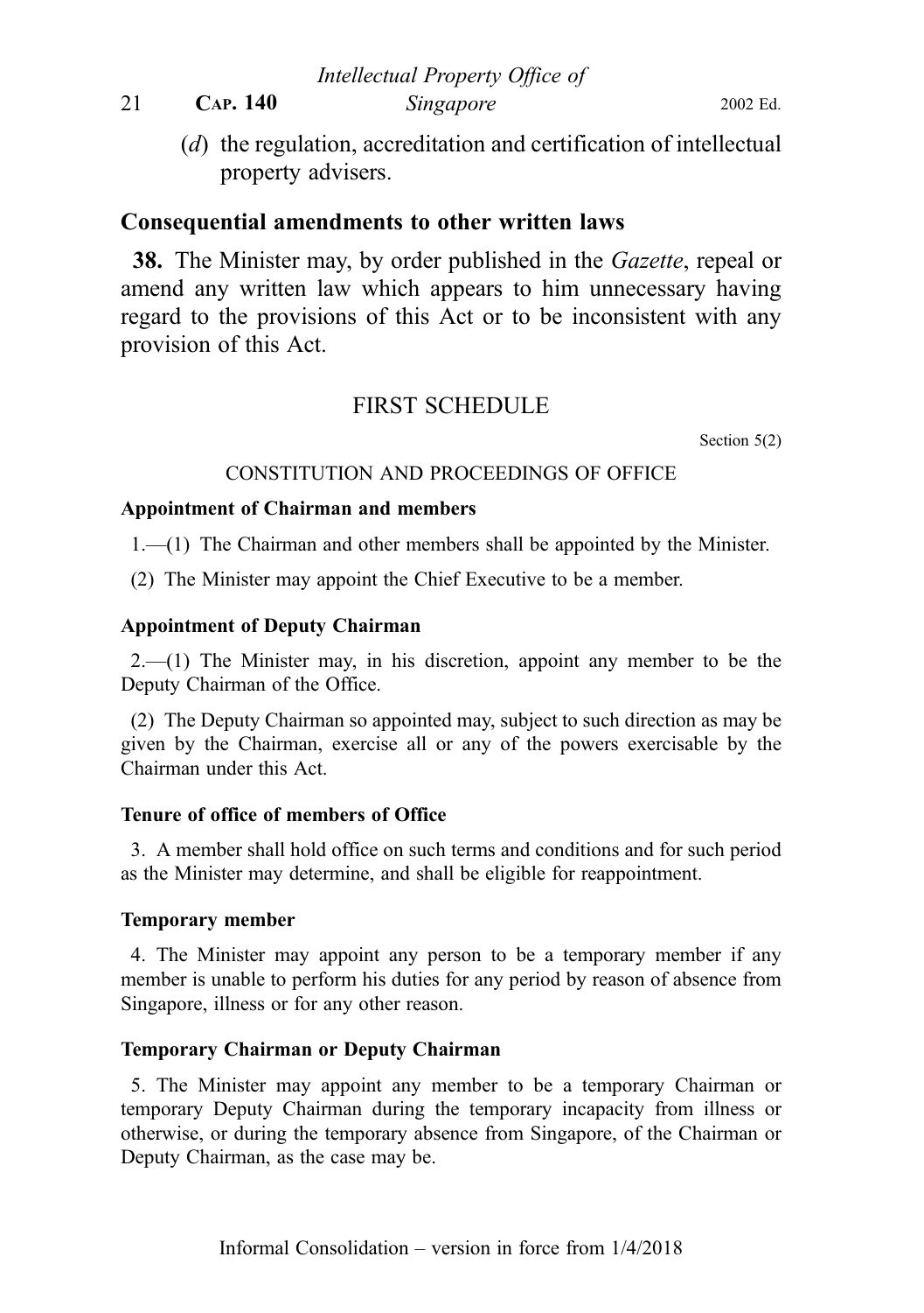(*d*) the regulation, accreditation and certification of intellectual property advisers.

### Consequential amendments to other written laws

**38.** The Minister may, by order published in the *Gazette*, repeal or amend any written law which appears to him unnecessary having regard to the provisions of this Act or to be inconsistent with any provision of this Act.

## FIRST SCHEDULE

Section 5(2)

CONSTITUTION AND PROCEEDINGS OF OFFICE

**Appointment of Chairman and members**

1.—(1) The Chairman and other members shall be appointed by the Minister.

(2) The Minister may appoint the Chief Executive to be a member.

**Appointment of Deputy Chairman**

2.—(1) The Minister may, in his discretion, appoint any member to be the Deputy Chairman of the Office.

(2) The Deputy Chairman so appointed may, subject to such direction as may be given by the Chairman, exercise all or any of the powers exercisable by the Chairman under this Act.

**Tenure of office of members of Office**

3. A member shall hold office on such terms and conditions and for such period as the Minister may determine, and shall be eligible for reappointment.

**Temporary member**

4. The Minister may appoint any person to be a temporary member if any member is unable to perform his duties for any period by reason of absence from Singapore, illness or for any other reason.

**Temporary Chairman or Deputy Chairman**

5. The Minister may appoint any member to be a temporary Chairman or temporary Deputy Chairman during the temporary incapacity from illness or otherwise, or during the temporary absence from Singapore, of the Chairman or Deputy Chairman, as the case may be.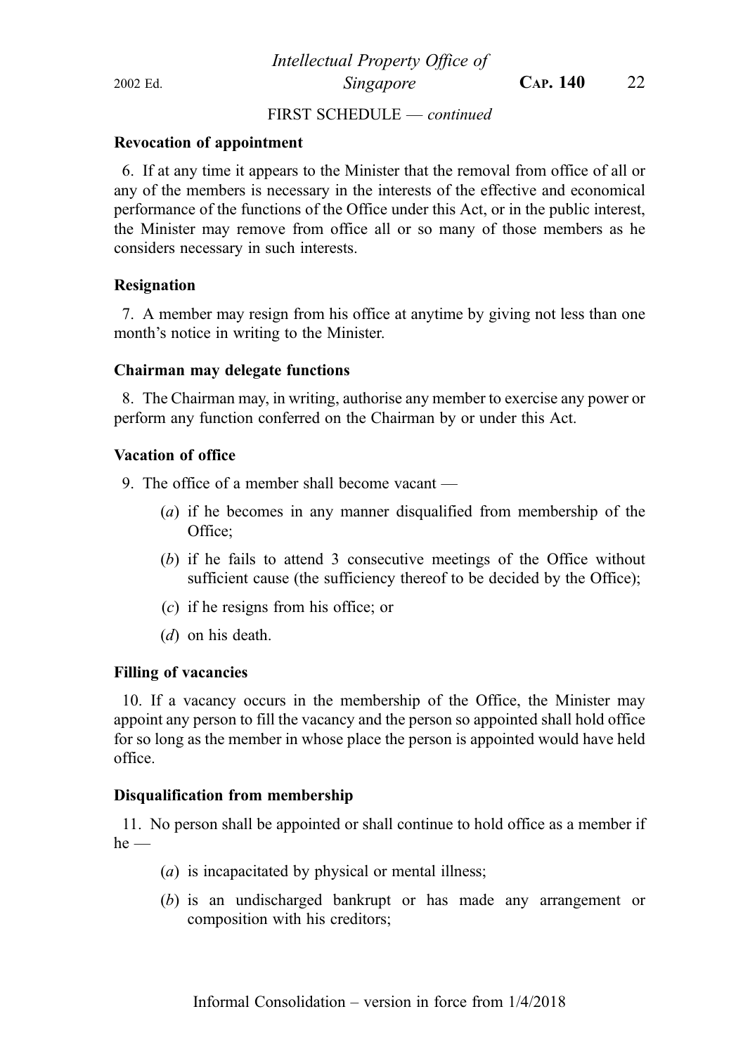FIRST SCHEDULE — *continued*

**Revocation of appointment**

6. If at any time it appears to the Minister that the removal from office of all or any of the members is necessary in the interests of the effective and economical performance of the functions of the Office under this Act, or in the public interest, the Minister may remove from office all or so many of those members as he considers necessary in such interests.

**Resignation**

7. A member may resign from his office at anytime by giving not less than one month's notice in writing to the Minister.

**Chairman may delegate functions**

8. The Chairman may, in writing, authorise any member to exercise any power or perform any function conferred on the Chairman by or under this Act.

**Vacation of office**

9. The office of a member shall become vacant —

(*a*) if he becomes in any manner disqualified from membership of the Office;

(*b*) if he fails to attend 3 consecutive meetings of the Office without sufficient cause (the sufficiency thereof to be decided by the Office);

(*c*) if he resigns from his office; or

(*d*) on his death.

**Filling of vacancies**

10. If a vacancy occurs in the membership of the Office, the Minister may appoint any person to fill the vacancy and the person so appointed shall hold office for so long as the member in whose place the person is appointed would have held office.

**Disqualification from membership**

11. No person shall be appointed or shall continue to hold office as a member if he —

(*a*) is incapacitated by physical or mental illness;

(*b*) is an undischarged bankrupt or has made any arrangement or composition with his creditors;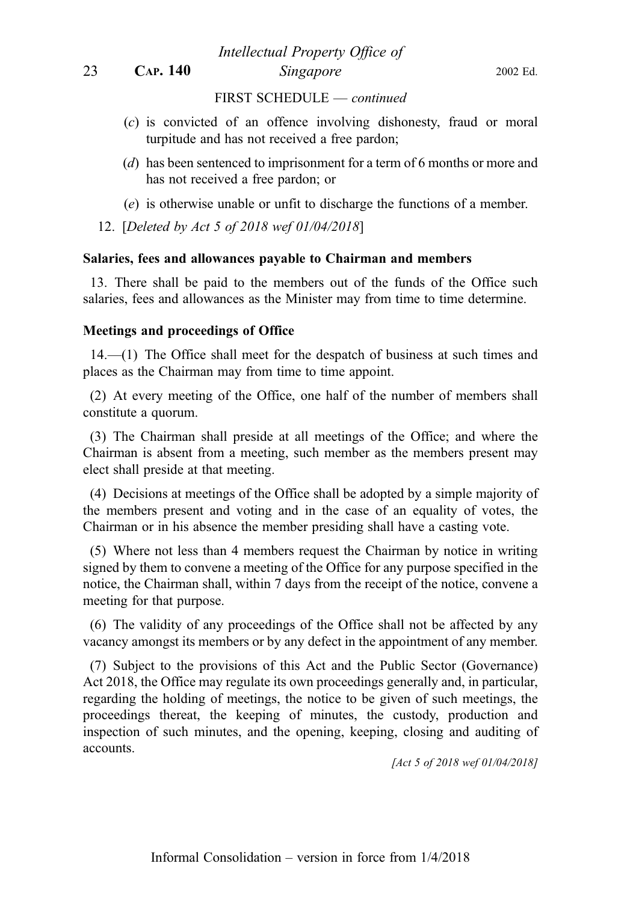FIRST SCHEDULE — *continued*

(*c*) is convicted of an offence involving dishonesty, fraud or moral turpitude and has not received a free pardon;

(*d*) has been sentenced to imprisonment for a term of 6 months or more and has not received a free pardon; or

(*e*) is otherwise unable or unfit to discharge the functions of a member.

12. [*Deleted by Act 5 of 2018 wef 01/04/2018*]

**Salaries, fees and allowances payable to Chairman and members**

13. There shall be paid to the members out of the funds of the Office such salaries, fees and allowances as the Minister may from time to time determine.

**Meetings and proceedings of Office**

14.—(1) The Office shall meet for the despatch of business at such times and places as the Chairman may from time to time appoint.

(2) At every meeting of the Office, one half of the number of members shall constitute a quorum.

(3) The Chairman shall preside at all meetings of the Office; and where the Chairman is absent from a meeting, such member as the members present may elect shall preside at that meeting.

(4) Decisions at meetings of the Office shall be adopted by a simple majority of the members present and voting and in the case of an equality of votes, the Chairman or in his absence the member presiding shall have a casting vote.

(5) Where not less than 4 members request the Chairman by notice in writing signed by them to convene a meeting of the Office for any purpose specified in the notice, the Chairman shall, within 7 days from the receipt of the notice, convene a meeting for that purpose.

(6) The validity of any proceedings of the Office shall not be affected by any vacancy amongst its members or by any defect in the appointment of any member.

(7) Subject to the provisions of this Act and the Public Sector (Governance) Act 2018, the Office may regulate its own proceedings generally and, in particular, regarding the holding of meetings, the notice to be given of such meetings, the proceedings thereat, the keeping of minutes, the custody, production and inspection of such minutes, and the opening, keeping, closing and auditing of accounts.

*[Act 5 of 2018 wef 01/04/2018]*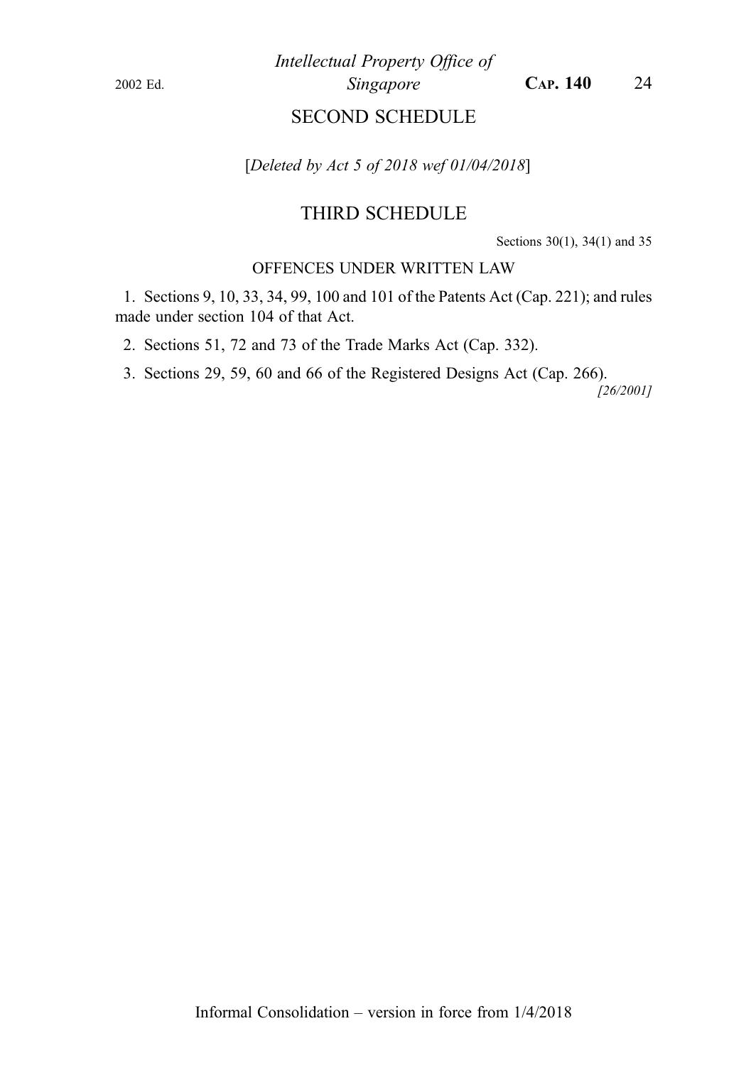## SECOND SCHEDULE

[*Deleted by Act 5 of 2018 wef 01/04/2018*]

## THIRD SCHEDULE

Sections 30(1), 34(1) and 35

OFFENCES UNDER WRITTEN LAW

1. Sections 9, 10, 33, 34, 99, 100 and 101 of the Patents Act (Cap. 221); and rules made under section 104 of that Act.

2. Sections 51, 72 and 73 of the Trade Marks Act (Cap. 332).

3. Sections 29, 59, 60 and 66 of the Registered Designs Act (Cap. 266).

*[26/2001]*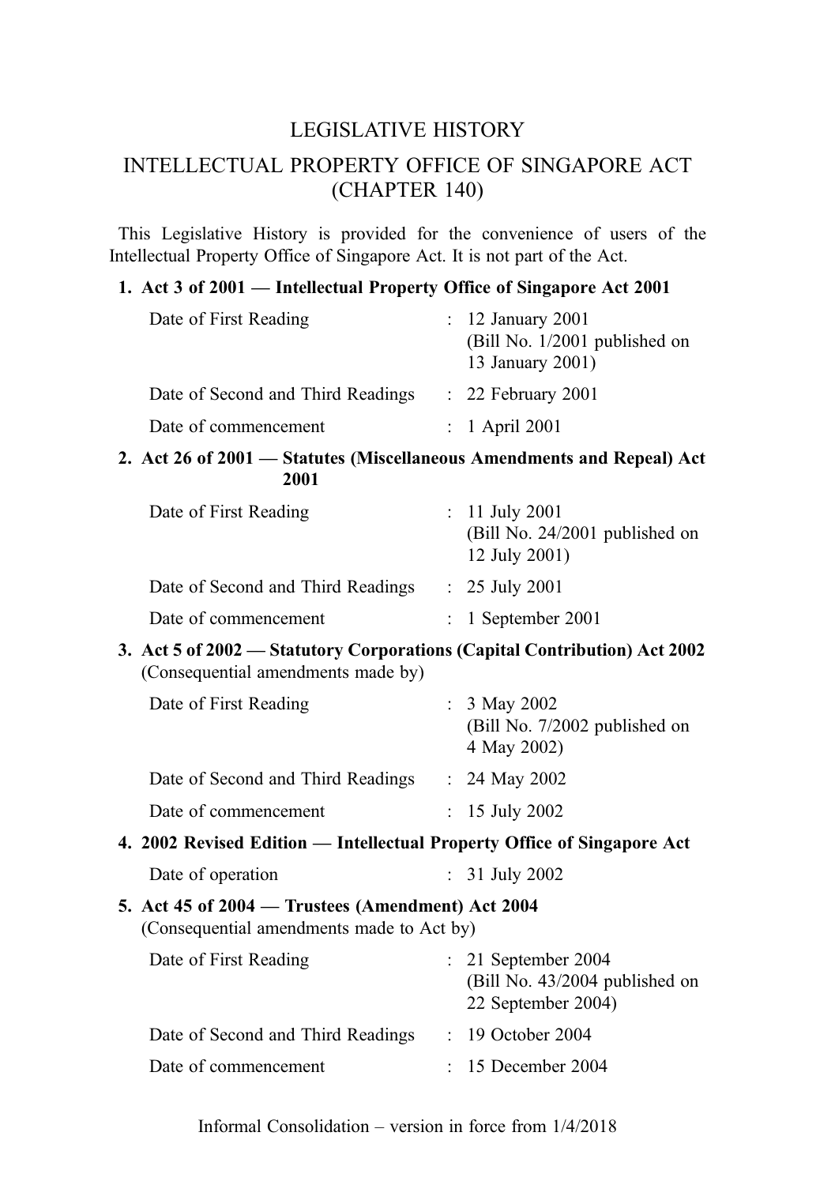# LEGISLATIVE HISTORY

## INTELLECTUAL PROPERTY OFFICE OF SINGAPORE ACT (CHAPTER 140)

This Legislative History is provided for the convenience of users of the Intellectual Property Office of Singapore Act. It is not part of the Act.

**1. Act 3 of 2001 — Intellectual Property Office of Singapore Act 2001**

| | | |
|---|---|---|
| Date of First Reading | : | 12 January 2001 (Bill No. 1/2001 published on 13 January 2001) |
| Date of Second and Third Readings | : | 22 February 2001 |
| Date of commencement | : | 1 April 2001 |

**2. Act 26 of 2001 — Statutes (Miscellaneous Amendments and Repeal) Act 2001**

| | | |
|---|---|---|
| Date of First Reading | : | 11 July 2001 (Bill No. 24/2001 published on 12 July 2001) |
| Date of Second and Third Readings | : | 25 July 2001 |
| Date of commencement | : | 1 September 2001 |

**3. Act 5 of 2002 — Statutory Corporations (Capital Contribution) Act 2002**
(Consequential amendments made by)

| | | |
|---|---|---|
| Date of First Reading | : | 3 May 2002 (Bill No. 7/2002 published on 4 May 2002) |
| Date of Second and Third Readings | : | 24 May 2002 |
| Date of commencement | : | 15 July 2002 |

**4. 2002 Revised Edition — Intellectual Property Office of Singapore Act**

| | | |
|---|---|---|
| Date of operation | : | 31 July 2002 |

**5. Act 45 of 2004 — Trustees (Amendment) Act 2004**
(Consequential amendments made to Act by)

| | | |
|---|---|---|
| Date of First Reading | : | 21 September 2004 (Bill No. 43/2004 published on 22 September 2004) |
| Date of Second and Third Readings | : | 19 October 2004 |
| Date of commencement | : | 15 December 2004 |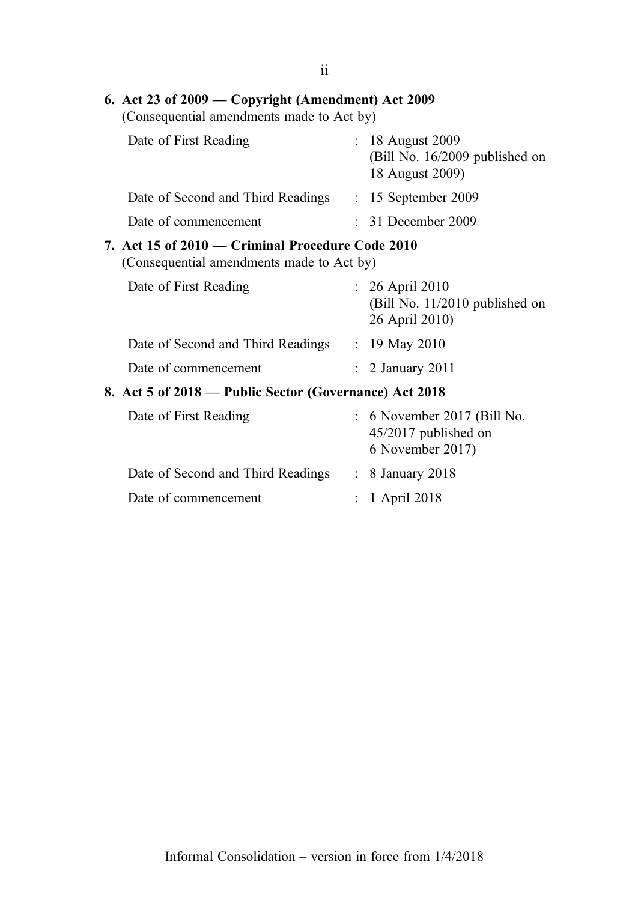**6. Act 23 of 2009 — Copyright (Amendment) Act 2009**
(Consequential amendments made to Act by)

| | | |
|---|---|---|
| Date of First Reading | : | 18 August 2009 (Bill No. 16/2009 published on 18 August 2009) |
| Date of Second and Third Readings | : | 15 September 2009 |
| Date of commencement | : | 31 December 2009 |

**7. Act 15 of 2010 — Criminal Procedure Code 2010**
(Consequential amendments made to Act by)

| | | |
|---|---|---|
| Date of First Reading | : | 26 April 2010 (Bill No. 11/2010 published on 26 April 2010) |
| Date of Second and Third Readings | : | 19 May 2010 |
| Date of commencement | : | 2 January 2011 |

**8. Act 5 of 2018 — Public Sector (Governance) Act 2018**

| | | |
|---|---|---|
| Date of First Reading | : | 6 November 2017 (Bill No. 45/2017 published on 6 November 2017) |
| Date of Second and Third Readings | : | 8 January 2018 |
| Date of commencement | : | 1 April 2018 |